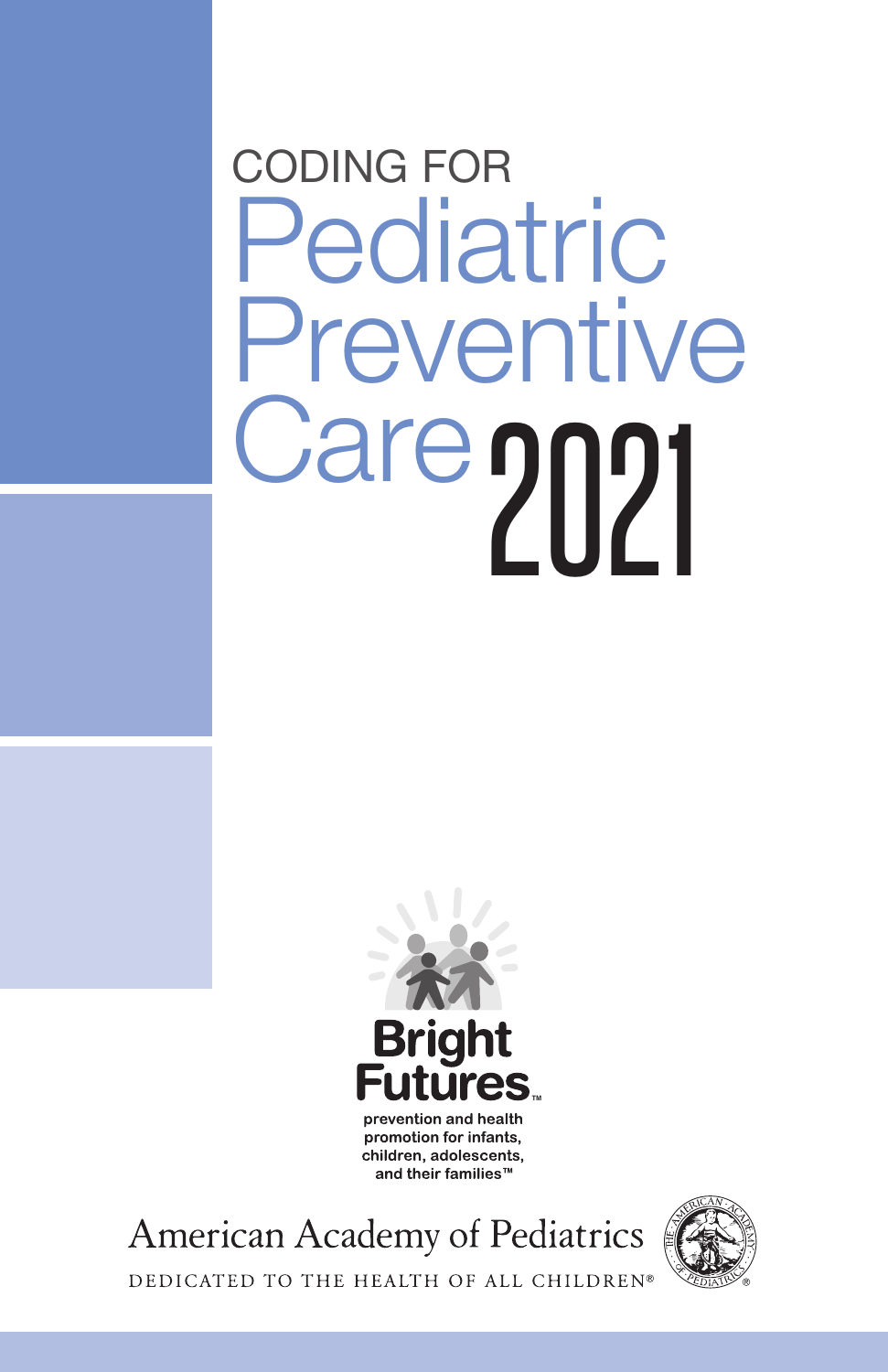# CODING FOR Pediatric Preventive Care 2021

**Bright Futures**™

prevention and health promotion for infants, children, adolescents, and their families™

American Academy of Pediatrics

DEDICATED TO THE HEALTH OF ALL CHILDREN®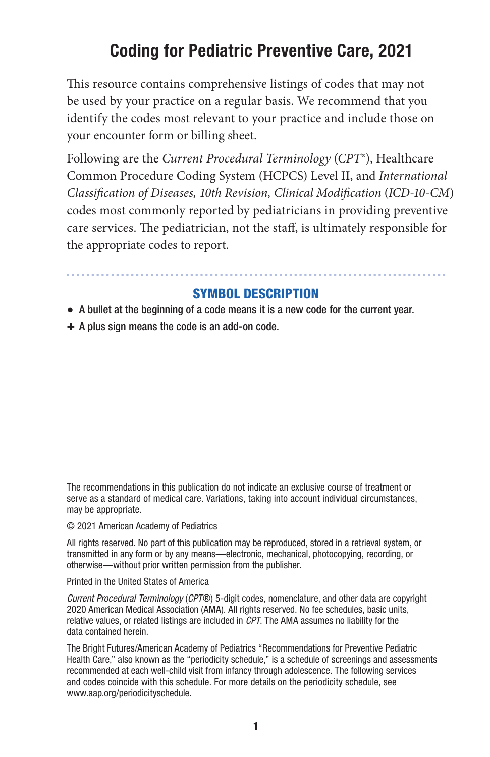# Coding for Pediatric Preventive Care, 2021

This resource contains comprehensive listings of codes that may not be used by your practice on a regular basis. We recommend that you identify the codes most relevant to your practice and include those on your encounter form or billing sheet.

Following are the *Current Procedural Terminology* (*CPT*®), Healthcare Common Procedure Coding System (HCPCS) Level II, and *International Classification of Diseases, 10th Revision, Clinical Modification* (*ICD-10-CM*) codes most commonly reported by pediatricians in providing preventive care services. The pediatrician, not the staff, is ultimately responsible for the appropriate codes to report.

## SYMBOL DESCRIPTION

- ● A bullet at the beginning of a code means it is a new code for the current year.
- + A plus sign means the code is an add-on code.

---

The recommendations in this publication do not indicate an exclusive course of treatment or serve as a standard of medical care. Variations, taking into account individual circumstances, may be appropriate.

© 2021 American Academy of Pediatrics

All rights reserved. No part of this publication may be reproduced, stored in a retrieval system, or transmitted in any form or by any means—electronic, mechanical, photocopying, recording, or otherwise—without prior written permission from the publisher.

Printed in the United States of America

*Current Procedural Terminology* (*CPT*®) 5-digit codes, nomenclature, and other data are copyright 2020 American Medical Association (AMA). All rights reserved. No fee schedules, basic units, relative values, or related listings are included in *CPT*. The AMA assumes no liability for the data contained herein.

The Bright Futures/American Academy of Pediatrics "Recommendations for Preventive Pediatric Health Care," also known as the "periodicity schedule," is a schedule of screenings and assessments recommended at each well-child visit from infancy through adolescence. The following services and codes coincide with this schedule. For more details on the periodicity schedule, see www.aap.org/periodicityschedule.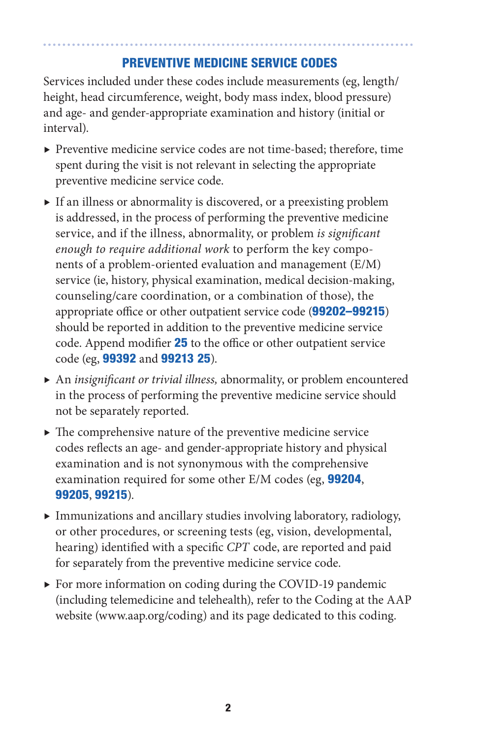## PREVENTIVE MEDICINE SERVICE CODES

Services included under these codes include measurements (eg, length/height, head circumference, weight, body mass index, blood pressure) and age- and gender-appropriate examination and history (initial or interval).

- Preventive medicine service codes are not time-based; therefore, time spent during the visit is not relevant in selecting the appropriate preventive medicine service code.
- If an illness or abnormality is discovered, or a preexisting problem is addressed, in the process of performing the preventive medicine service, and if the illness, abnormality, or problem *is significant enough to require additional work* to perform the key components of a problem-oriented evaluation and management (E/M) service (ie, history, physical examination, medical decision-making, counseling/care coordination, or a combination of those), the appropriate office or other outpatient service code (**99202–99215**) should be reported in addition to the preventive medicine service code. Append modifier **25** to the office or other outpatient service code (eg, **99392** and **99213 25**).
- An *insignificant or trivial illness,* abnormality, or problem encountered in the process of performing the preventive medicine service should not be separately reported.
- The comprehensive nature of the preventive medicine service codes reflects an age- and gender-appropriate history and physical examination and is not synonymous with the comprehensive examination required for some other E/M codes (eg, **99204**, **99205**, **99215**).
- Immunizations and ancillary studies involving laboratory, radiology, or other procedures, or screening tests (eg, vision, developmental, hearing) identified with a specific *CPT* code, are reported and paid for separately from the preventive medicine service code.
- For more information on coding during the COVID-19 pandemic (including telemedicine and telehealth), refer to the Coding at the AAP website (www.aap.org/coding) and its page dedicated to this coding.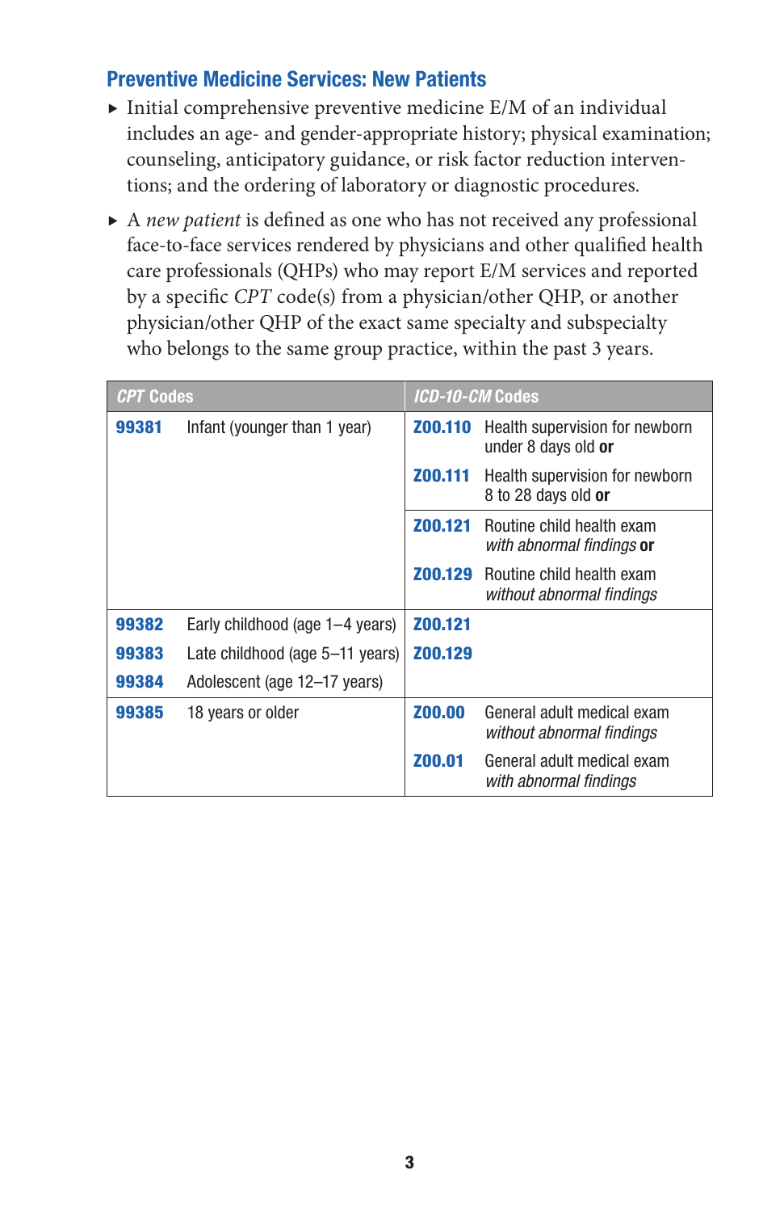## Preventive Medicine Services: New Patients

- Initial comprehensive preventive medicine E/M of an individual includes an age- and gender-appropriate history; physical examination; counseling, anticipatory guidance, or risk factor reduction interventions; and the ordering of laboratory or diagnostic procedures.
- A *new patient* is defined as one who has not received any professional face-to-face services rendered by physicians and other qualified health care professionals (QHPs) who may report E/M services and reported by a specific *CPT* code(s) from a physician/other QHP, or another physician/other QHP of the exact same specialty and subspecialty who belongs to the same group practice, within the past 3 years.

| *CPT* Codes | | *ICD-10-CM* Codes | |
|---|---|---|---|
| **99381** | Infant (younger than 1 year) | **Z00.110** | Health supervision for newborn under 8 days old **or** |
| | | **Z00.111** | Health supervision for newborn 8 to 28 days old **or** |
| | | **Z00.121** | Routine child health exam *with abnormal findings* **or** |
| | | **Z00.129** | Routine child health exam *without abnormal findings* |
| **99382** | Early childhood (age 1–4 years) | **Z00.121** | |
| **99383** | Late childhood (age 5–11 years) | **Z00.129** | |
| **99384** | Adolescent (age 12–17 years) | | |
| **99385** | 18 years or older | **Z00.00** | General adult medical exam *without abnormal findings* |
| | | **Z00.01** | General adult medical exam *with abnormal findings* |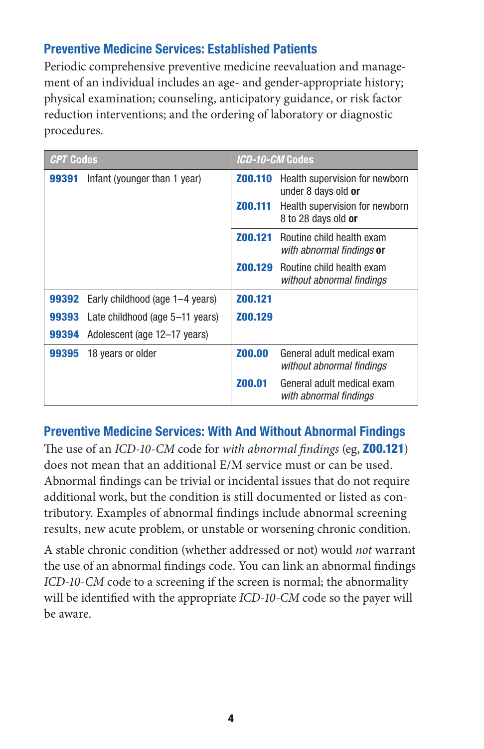## Preventive Medicine Services: Established Patients

Periodic comprehensive preventive medicine reevaluation and management of an individual includes an age- and gender-appropriate history; physical examination; counseling, anticipatory guidance, or risk factor reduction interventions; and the ordering of laboratory or diagnostic procedures.

| *CPT* Codes | | *ICD-10-CM* Codes | |
|---|---|---|---|
| **99391** | Infant (younger than 1 year) | **Z00.110** | Health supervision for newborn under 8 days old **or** |
| | | **Z00.111** | Health supervision for newborn 8 to 28 days old **or** |
| | | **Z00.121** | Routine child health exam *with abnormal findings* **or** |
| | | **Z00.129** | Routine child health exam *without abnormal findings* |
| **99392** | Early childhood (age 1–4 years) | **Z00.121** | |
| **99393** | Late childhood (age 5–11 years) | **Z00.129** | |
| **99394** | Adolescent (age 12–17 years) | | |
| **99395** | 18 years or older | **Z00.00** | General adult medical exam *without abnormal findings* |
| | | **Z00.01** | General adult medical exam *with abnormal findings* |

## Preventive Medicine Services: With And Without Abnormal Findings

The use of an *ICD-10-CM* code for *with abnormal findings* (eg, **Z00.121**) does not mean that an additional E/M service must or can be used. Abnormal findings can be trivial or incidental issues that do not require additional work, but the condition is still documented or listed as contributory. Examples of abnormal findings include abnormal screening results, new acute problem, or unstable or worsening chronic condition.

A stable chronic condition (whether addressed or not) would *not* warrant the use of an abnormal findings code. You can link an abnormal findings *ICD-10-CM* code to a screening if the screen is normal; the abnormality will be identified with the appropriate *ICD-10-CM* code so the payer will be aware.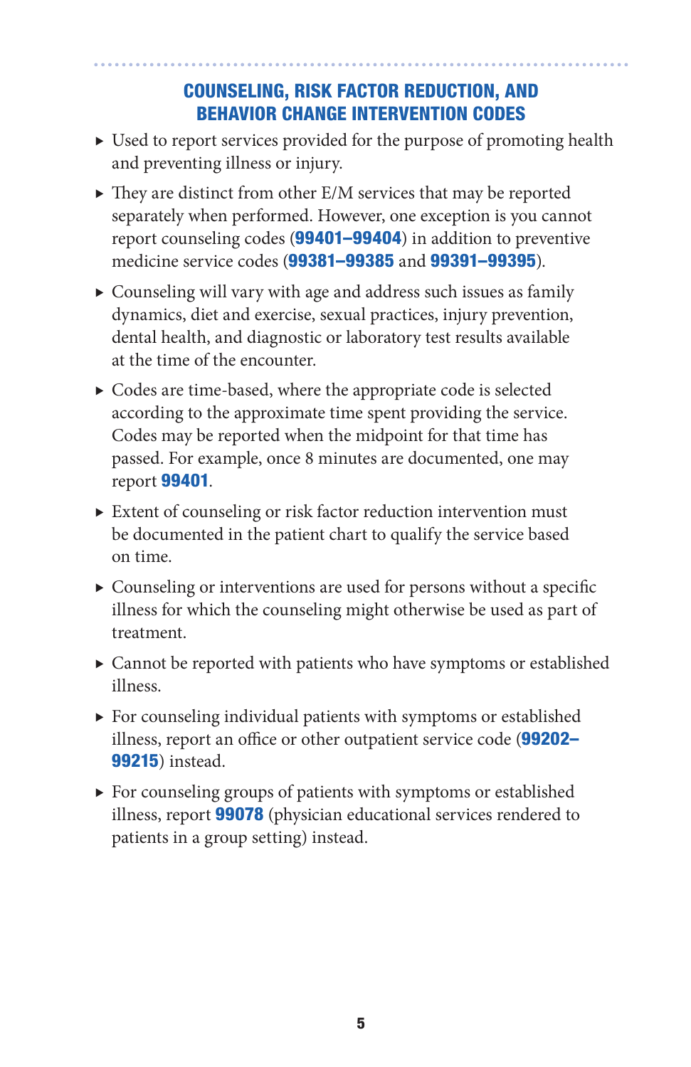## COUNSELING, RISK FACTOR REDUCTION, AND BEHAVIOR CHANGE INTERVENTION CODES

- Used to report services provided for the purpose of promoting health and preventing illness or injury.
- They are distinct from other E/M services that may be reported separately when performed. However, one exception is you cannot report counseling codes (**99401–99404**) in addition to preventive medicine service codes (**99381–99385** and **99391–99395**).
- Counseling will vary with age and address such issues as family dynamics, diet and exercise, sexual practices, injury prevention, dental health, and diagnostic or laboratory test results available at the time of the encounter.
- Codes are time-based, where the appropriate code is selected according to the approximate time spent providing the service. Codes may be reported when the midpoint for that time has passed. For example, once 8 minutes are documented, one may report **99401**.
- Extent of counseling or risk factor reduction intervention must be documented in the patient chart to qualify the service based on time.
- Counseling or interventions are used for persons without a specific illness for which the counseling might otherwise be used as part of treatment.
- Cannot be reported with patients who have symptoms or established illness.
- For counseling individual patients with symptoms or established illness, report an office or other outpatient service code (**99202–99215**) instead.
- For counseling groups of patients with symptoms or established illness, report **99078** (physician educational services rendered to patients in a group setting) instead.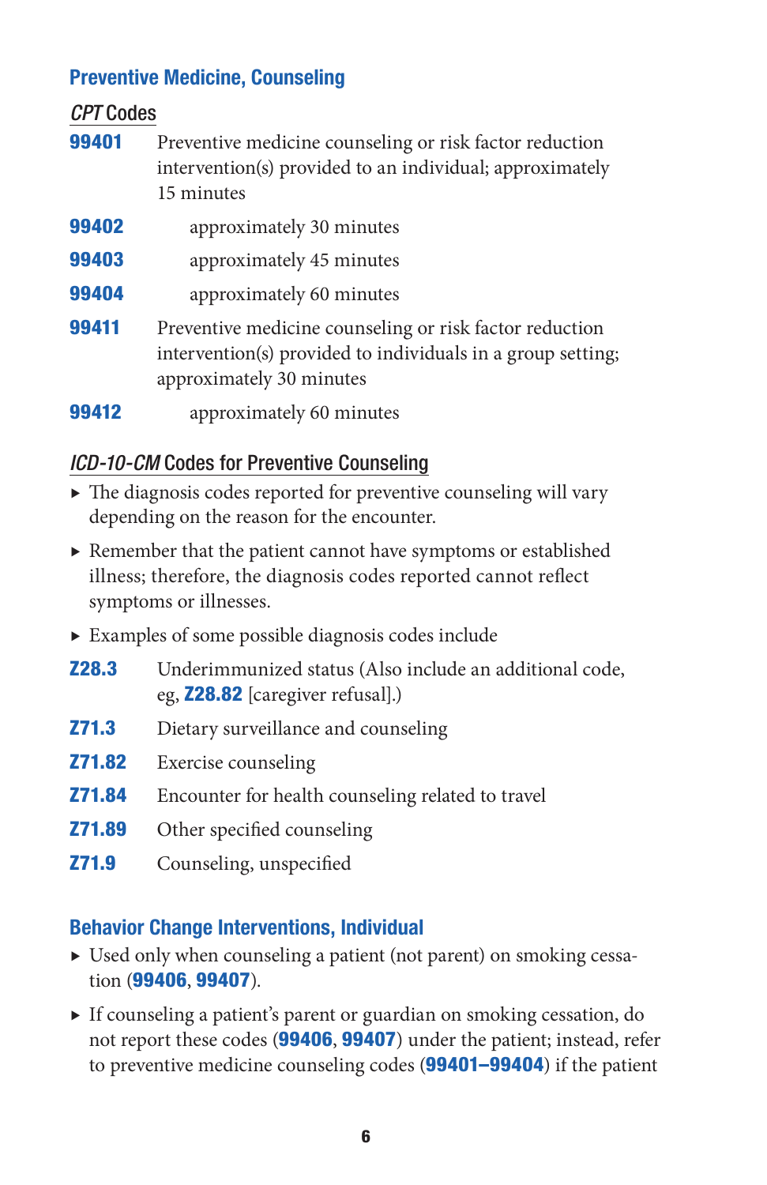## Preventive Medicine, Counseling

### *CPT* Codes

**99401** Preventive medicine counseling or risk factor reduction intervention(s) provided to an individual; approximately 15 minutes

**99402** approximately 30 minutes

**99403** approximately 45 minutes

**99404** approximately 60 minutes

**99411** Preventive medicine counseling or risk factor reduction intervention(s) provided to individuals in a group setting; approximately 30 minutes

**99412** approximately 60 minutes

### *ICD-10-CM* Codes for Preventive Counseling

- The diagnosis codes reported for preventive counseling will vary depending on the reason for the encounter.
- Remember that the patient cannot have symptoms or established illness; therefore, the diagnosis codes reported cannot reflect symptoms or illnesses.
- Examples of some possible diagnosis codes include

**Z28.3** Underimmunized status (Also include an additional code, eg, **Z28.82** [caregiver refusal].)

**Z71.3** Dietary surveillance and counseling

**Z71.82** Exercise counseling

**Z71.84** Encounter for health counseling related to travel

**Z71.89** Other specified counseling

**Z71.9** Counseling, unspecified

## Behavior Change Interventions, Individual

- Used only when counseling a patient (not parent) on smoking cessation (**99406**, **99407**).
- If counseling a patient's parent or guardian on smoking cessation, do not report these codes (**99406**, **99407**) under the patient; instead, refer to preventive medicine counseling codes (**99401–99404**) if the patient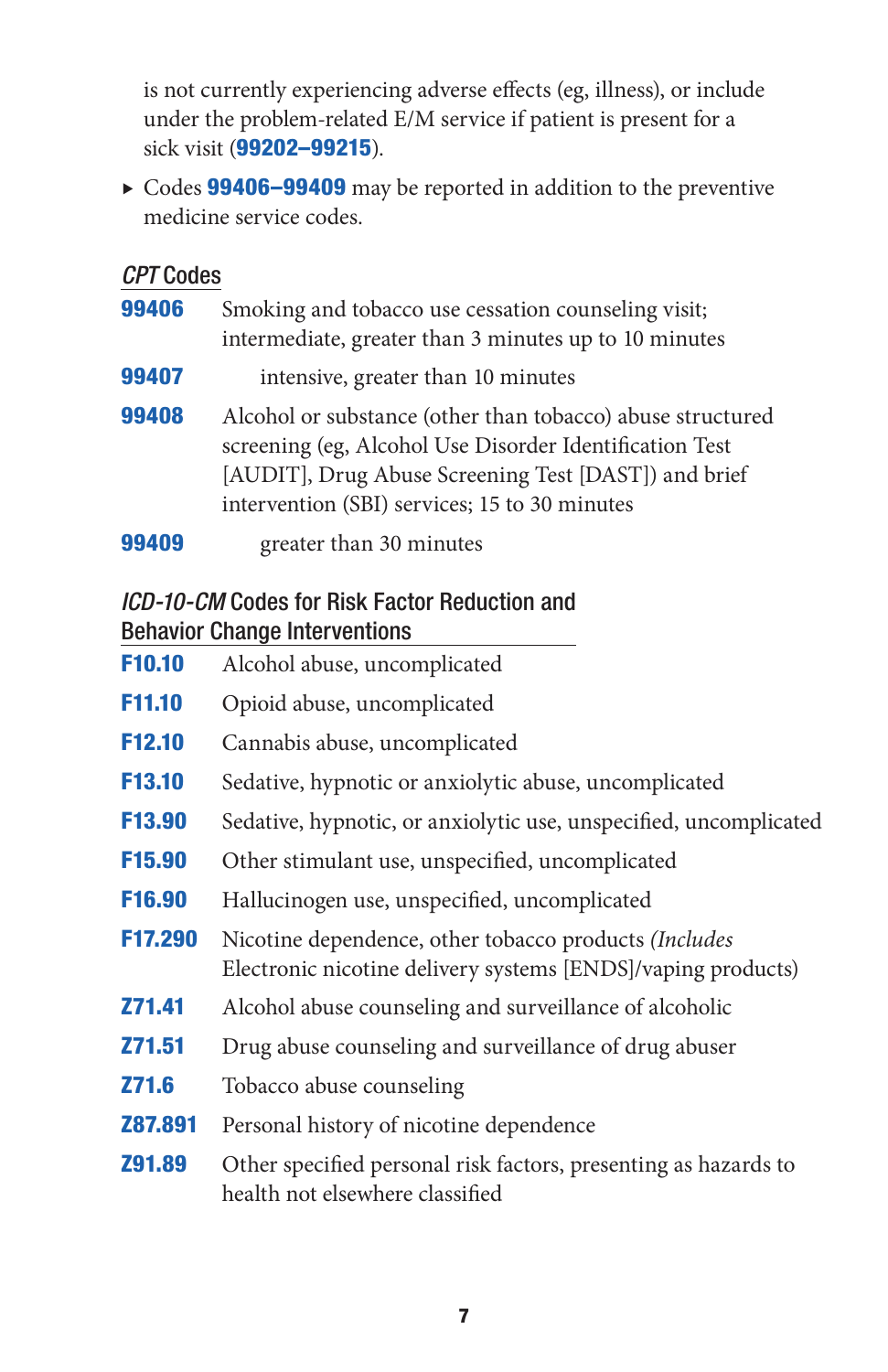is not currently experiencing adverse effects (eg, illness), or include under the problem-related E/M service if patient is present for a sick visit (**99202–99215**).

- Codes **99406–99409** may be reported in addition to the preventive medicine service codes.

### *CPT* Codes

| Code | Description |
|---|---|
| **99406** | Smoking and tobacco use cessation counseling visit; intermediate, greater than 3 minutes up to 10 minutes |
| **99407** | intensive, greater than 10 minutes |
| **99408** | Alcohol or substance (other than tobacco) abuse structured screening (eg, Alcohol Use Disorder Identification Test [AUDIT], Drug Abuse Screening Test [DAST]) and brief intervention (SBI) services; 15 to 30 minutes |
| **99409** | greater than 30 minutes |

### *ICD-10-CM* Codes for Risk Factor Reduction and Behavior Change Interventions

| Code | Description |
|---|---|
| **F10.10** | Alcohol abuse, uncomplicated |
| **F11.10** | Opioid abuse, uncomplicated |
| **F12.10** | Cannabis abuse, uncomplicated |
| **F13.10** | Sedative, hypnotic or anxiolytic abuse, uncomplicated |
| **F13.90** | Sedative, hypnotic, or anxiolytic use, unspecified, uncomplicated |
| **F15.90** | Other stimulant use, unspecified, uncomplicated |
| **F16.90** | Hallucinogen use, unspecified, uncomplicated |
| **F17.290** | Nicotine dependence, other tobacco products *(Includes* Electronic nicotine delivery systems [ENDS]/vaping products) |
| **Z71.41** | Alcohol abuse counseling and surveillance of alcoholic |
| **Z71.51** | Drug abuse counseling and surveillance of drug abuser |
| **Z71.6** | Tobacco abuse counseling |
| **Z87.891** | Personal history of nicotine dependence |
| **Z91.89** | Other specified personal risk factors, presenting as hazards to health not elsewhere classified |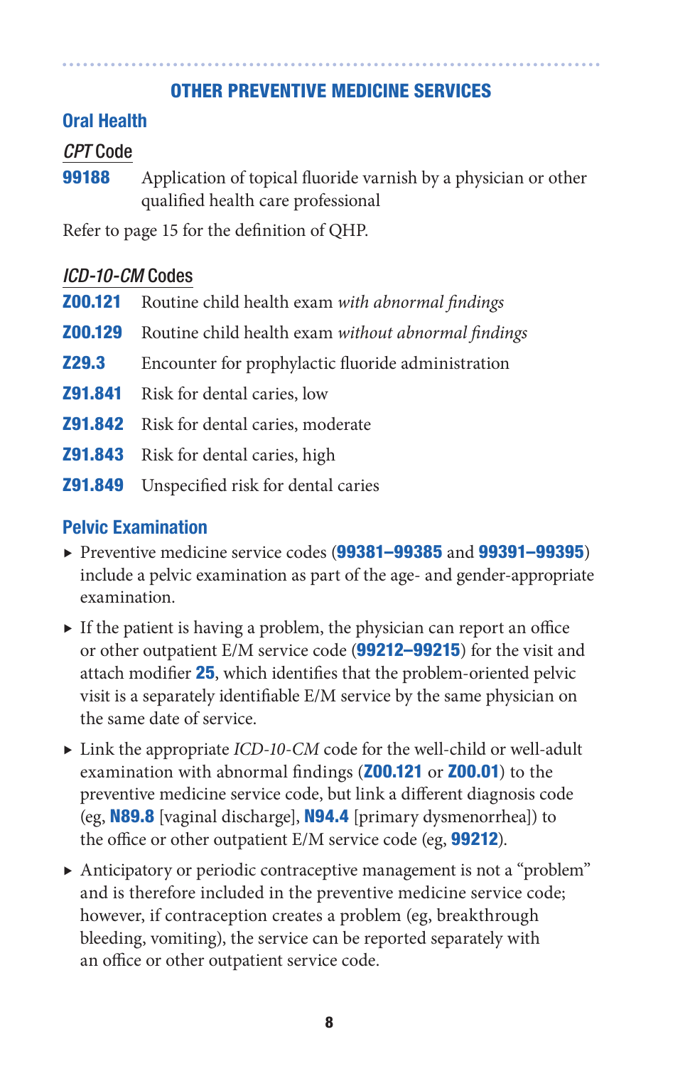## OTHER PREVENTIVE MEDICINE SERVICES

### Oral Health

#### *CPT* Code

**99188** Application of topical fluoride varnish by a physician or other qualified health care professional

Refer to page 15 for the definition of QHP.

#### *ICD-10-CM* Codes

**Z00.121** Routine child health exam *with abnormal findings*

**Z00.129** Routine child health exam *without abnormal findings*

**Z29.3** Encounter for prophylactic fluoride administration

**Z91.841** Risk for dental caries, low

**Z91.842** Risk for dental caries, moderate

**Z91.843** Risk for dental caries, high

**Z91.849** Unspecified risk for dental caries

### Pelvic Examination

- Preventive medicine service codes (**99381–99385** and **99391–99395**) include a pelvic examination as part of the age- and gender-appropriate examination.
- If the patient is having a problem, the physician can report an office or other outpatient E/M service code (**99212–99215**) for the visit and attach modifier **25**, which identifies that the problem-oriented pelvic visit is a separately identifiable E/M service by the same physician on the same date of service.
- Link the appropriate *ICD-10-CM* code for the well-child or well-adult examination with abnormal findings (**Z00.121** or **Z00.01**) to the preventive medicine service code, but link a different diagnosis code (eg, **N89.8** [vaginal discharge], **N94.4** [primary dysmenorrhea]) to the office or other outpatient E/M service code (eg, **99212**).
- Anticipatory or periodic contraceptive management is not a "problem" and is therefore included in the preventive medicine service code; however, if contraception creates a problem (eg, breakthrough bleeding, vomiting), the service can be reported separately with an office or other outpatient service code.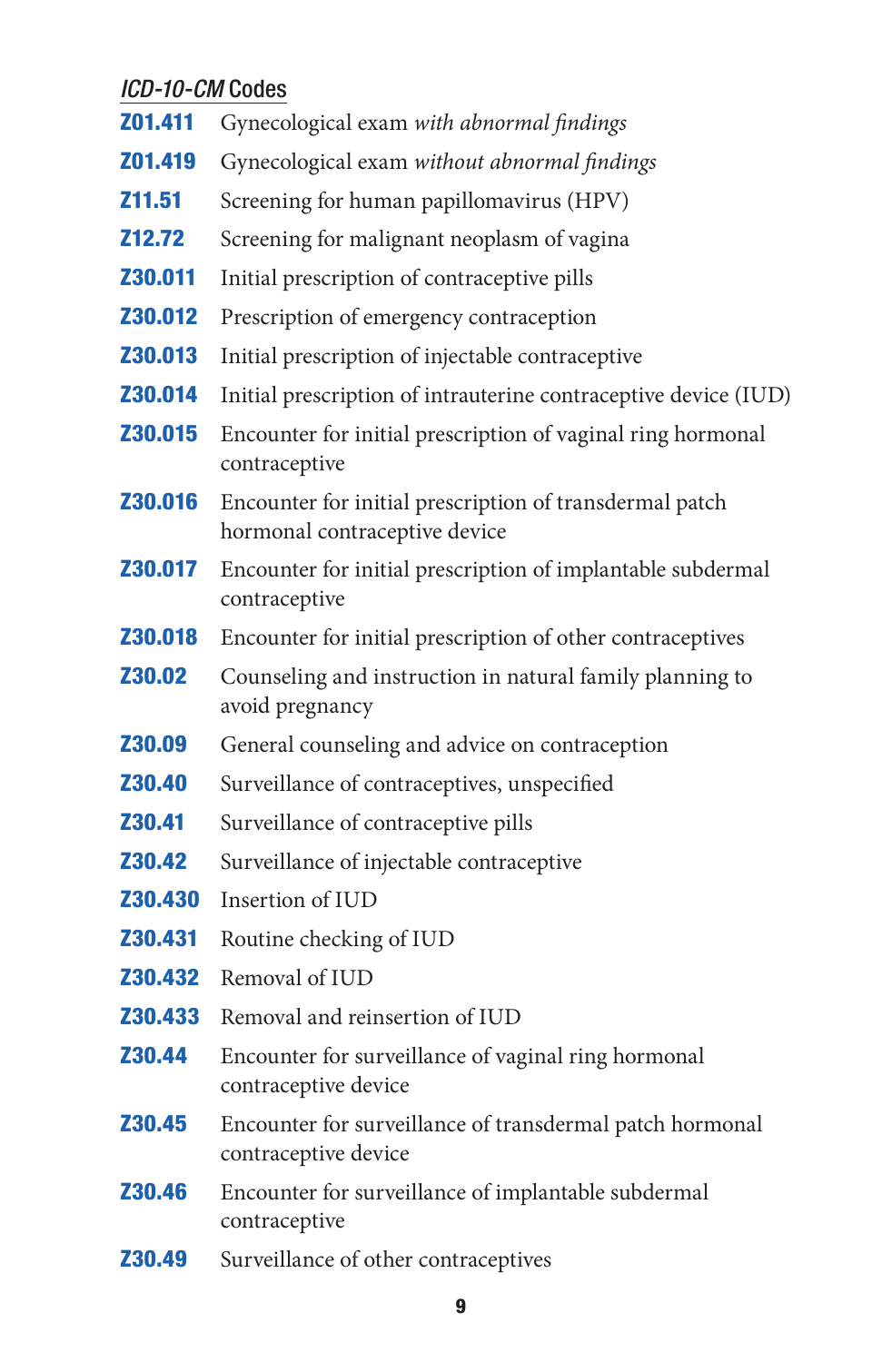### *ICD-10-CM* Codes

| | |
|---|---|
| **Z01.411** | Gynecological exam *with abnormal findings* |
| **Z01.419** | Gynecological exam *without abnormal findings* |
| **Z11.51** | Screening for human papillomavirus (HPV) |
| **Z12.72** | Screening for malignant neoplasm of vagina |
| **Z30.011** | Initial prescription of contraceptive pills |
| **Z30.012** | Prescription of emergency contraception |
| **Z30.013** | Initial prescription of injectable contraceptive |
| **Z30.014** | Initial prescription of intrauterine contraceptive device (IUD) |
| **Z30.015** | Encounter for initial prescription of vaginal ring hormonal contraceptive |
| **Z30.016** | Encounter for initial prescription of transdermal patch hormonal contraceptive device |
| **Z30.017** | Encounter for initial prescription of implantable subdermal contraceptive |
| **Z30.018** | Encounter for initial prescription of other contraceptives |
| **Z30.02** | Counseling and instruction in natural family planning to avoid pregnancy |
| **Z30.09** | General counseling and advice on contraception |
| **Z30.40** | Surveillance of contraceptives, unspecified |
| **Z30.41** | Surveillance of contraceptive pills |
| **Z30.42** | Surveillance of injectable contraceptive |
| **Z30.430** | Insertion of IUD |
| **Z30.431** | Routine checking of IUD |
| **Z30.432** | Removal of IUD |
| **Z30.433** | Removal and reinsertion of IUD |
| **Z30.44** | Encounter for surveillance of vaginal ring hormonal contraceptive device |
| **Z30.45** | Encounter for surveillance of transdermal patch hormonal contraceptive device |
| **Z30.46** | Encounter for surveillance of implantable subdermal contraceptive |
| **Z30.49** | Surveillance of other contraceptives |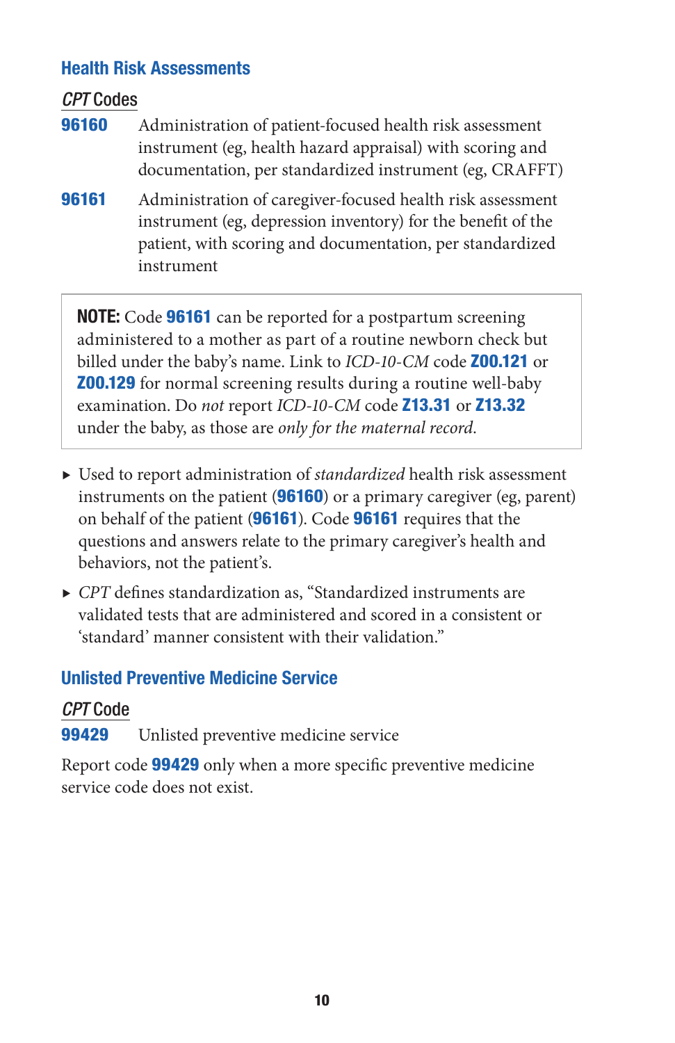## Health Risk Assessments

### *CPT* Codes

**96160** Administration of patient-focused health risk assessment instrument (eg, health hazard appraisal) with scoring and documentation, per standardized instrument (eg, CRAFFT)

**96161** Administration of caregiver-focused health risk assessment instrument (eg, depression inventory) for the benefit of the patient, with scoring and documentation, per standardized instrument

> **NOTE:** Code **96161** can be reported for a postpartum screening administered to a mother as part of a routine newborn check but billed under the baby's name. Link to *ICD-10-CM* code **Z00.121** or **Z00.129** for normal screening results during a routine well-baby examination. Do *not* report *ICD-10-CM* code **Z13.31** or **Z13.32** under the baby, as those are *only for the maternal record*.

- Used to report administration of *standardized* health risk assessment instruments on the patient (**96160**) or a primary caregiver (eg, parent) on behalf of the patient (**96161**). Code **96161** requires that the questions and answers relate to the primary caregiver's health and behaviors, not the patient's.
- *CPT* defines standardization as, "Standardized instruments are validated tests that are administered and scored in a consistent or 'standard' manner consistent with their validation."

## Unlisted Preventive Medicine Service

### *CPT* Code

**99429** Unlisted preventive medicine service

Report code **99429** only when a more specific preventive medicine service code does not exist.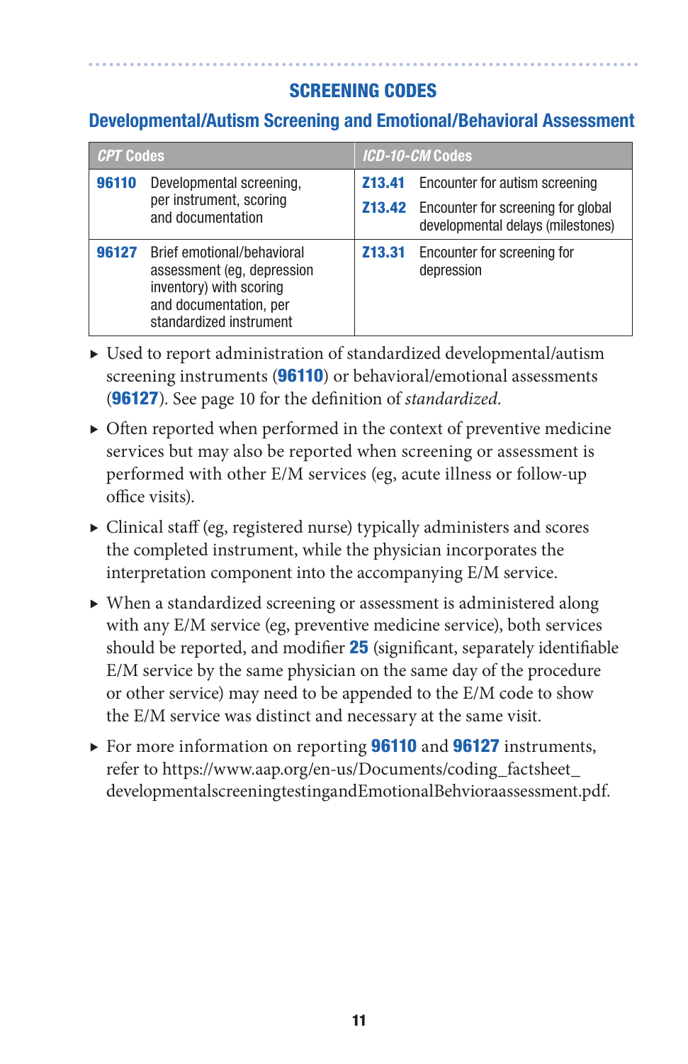## SCREENING CODES

### Developmental/Autism Screening and Emotional/Behavioral Assessment

| *CPT* Codes | | *ICD-10-CM* Codes | |
|---|---|---|---|
| **96110** | Developmental screening, per instrument, scoring and documentation | **Z13.41** | Encounter for autism screening |
| | | **Z13.42** | Encounter for screening for global developmental delays (milestones) |
| **96127** | Brief emotional/behavioral assessment (eg, depression inventory) with scoring and documentation, per standardized instrument | **Z13.31** | Encounter for screening for depression |

- Used to report administration of standardized developmental/autism screening instruments (**96110**) or behavioral/emotional assessments (**96127**). See page 10 for the definition of *standardized*.
- Often reported when performed in the context of preventive medicine services but may also be reported when screening or assessment is performed with other E/M services (eg, acute illness or follow-up office visits).
- Clinical staff (eg, registered nurse) typically administers and scores the completed instrument, while the physician incorporates the interpretation component into the accompanying E/M service.
- When a standardized screening or assessment is administered along with any E/M service (eg, preventive medicine service), both services should be reported, and modifier **25** (significant, separately identifiable E/M service by the same physician on the same day of the procedure or other service) may need to be appended to the E/M code to show the E/M service was distinct and necessary at the same visit.
- For more information on reporting **96110** and **96127** instruments, refer to https://www.aap.org/en-us/Documents/coding_factsheet_developmentalscreeningtestingandEmotionalBehvioraassessment.pdf.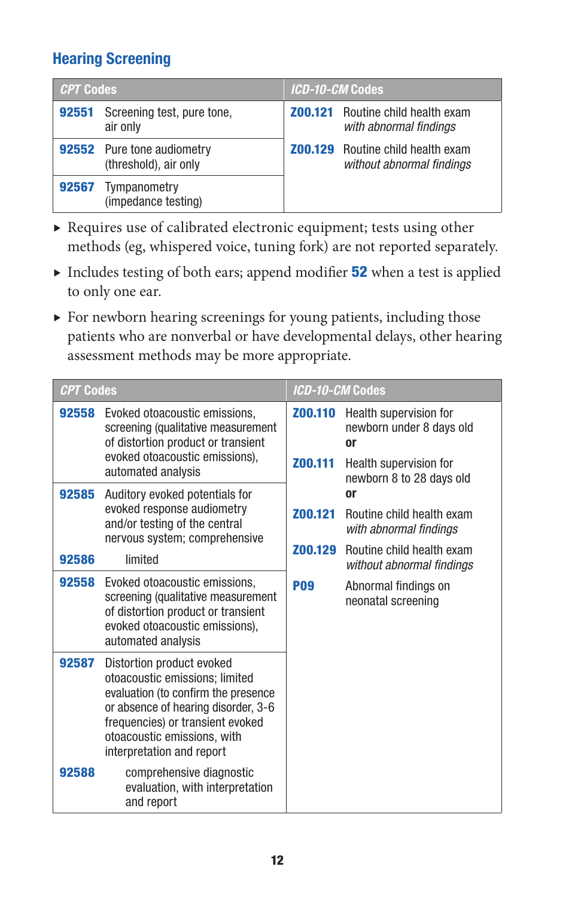## Hearing Screening

| *CPT* Codes | | *ICD-10-CM* Codes | |
|---|---|---|---|
| **92551** | Screening test, pure tone, air only | **Z00.121** | Routine child health exam *with abnormal findings* |
| **92552** | Pure tone audiometry (threshold), air only | **Z00.129** | Routine child health exam *without abnormal findings* |
| **92567** | Tympanometry (impedance testing) | | |

- Requires use of calibrated electronic equipment; tests using other methods (eg, whispered voice, tuning fork) are not reported separately.
- Includes testing of both ears; append modifier **52** when a test is applied to only one ear.
- For newborn hearing screenings for young patients, including those patients who are nonverbal or have developmental delays, other hearing assessment methods may be more appropriate.

| *CPT* Codes | | *ICD-10-CM* Codes | |
|---|---|---|---|
| **92558** | Evoked otoacoustic emissions, screening (qualitative measurement of distortion product or transient evoked otoacoustic emissions), automated analysis | **Z00.110** | Health supervision for newborn under 8 days old **or** |
| **92585** | Auditory evoked potentials for evoked response audiometry and/or testing of the central nervous system; comprehensive | **Z00.111** | Health supervision for newborn 8 to 28 days old **or** |
| **92586** | limited | **Z00.121** | Routine child health exam *with abnormal findings* |
| **92558** | Evoked otoacoustic emissions, screening (qualitative measurement of distortion product or transient evoked otoacoustic emissions), automated analysis | **Z00.129** | Routine child health exam *without abnormal findings* |
| **92587** | Distortion product evoked otoacoustic emissions; limited evaluation (to confirm the presence or absence of hearing disorder, 3-6 frequencies) or transient evoked otoacoustic emissions, with interpretation and report | **P09** | Abnormal findings on neonatal screening |
| **92588** | comprehensive diagnostic evaluation, with interpretation and report | | |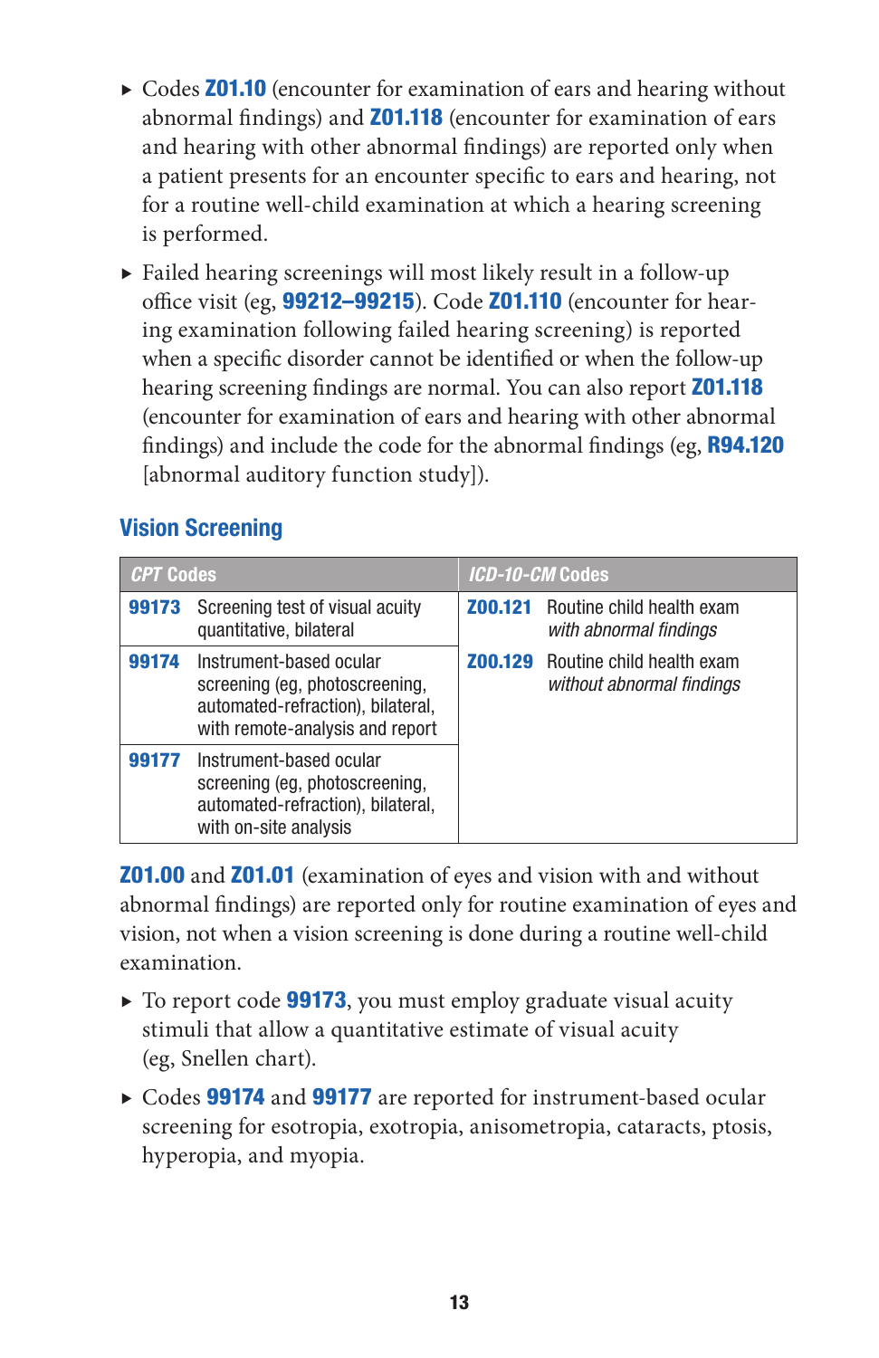- Codes **Z01.10** (encounter for examination of ears and hearing without abnormal findings) and **Z01.118** (encounter for examination of ears and hearing with other abnormal findings) are reported only when a patient presents for an encounter specific to ears and hearing, not for a routine well-child examination at which a hearing screening is performed.
- Failed hearing screenings will most likely result in a follow-up office visit (eg, **99212–99215**). Code **Z01.110** (encounter for hearing examination following failed hearing screening) is reported when a specific disorder cannot be identified or when the follow-up hearing screening findings are normal. You can also report **Z01.118** (encounter for examination of ears and hearing with other abnormal findings) and include the code for the abnormal findings (eg, **R94.120** [abnormal auditory function study]).

## Vision Screening

| *CPT* Codes | | *ICD-10-CM* Codes | |
|---|---|---|---|
| **99173** | Screening test of visual acuity quantitative, bilateral | **Z00.121** | Routine child health exam *with abnormal findings* |
| **99174** | Instrument-based ocular screening (eg, photoscreening, automated-refraction), bilateral, with remote-analysis and report | **Z00.129** | Routine child health exam *without abnormal findings* |
| **99177** | Instrument-based ocular screening (eg, photoscreening, automated-refraction), bilateral, with on-site analysis | | |

**Z01.00** and **Z01.01** (examination of eyes and vision with and without abnormal findings) are reported only for routine examination of eyes and vision, not when a vision screening is done during a routine well-child examination.

- To report code **99173**, you must employ graduate visual acuity stimuli that allow a quantitative estimate of visual acuity (eg, Snellen chart).
- Codes **99174** and **99177** are reported for instrument-based ocular screening for esotropia, exotropia, anisometropia, cataracts, ptosis, hyperopia, and myopia.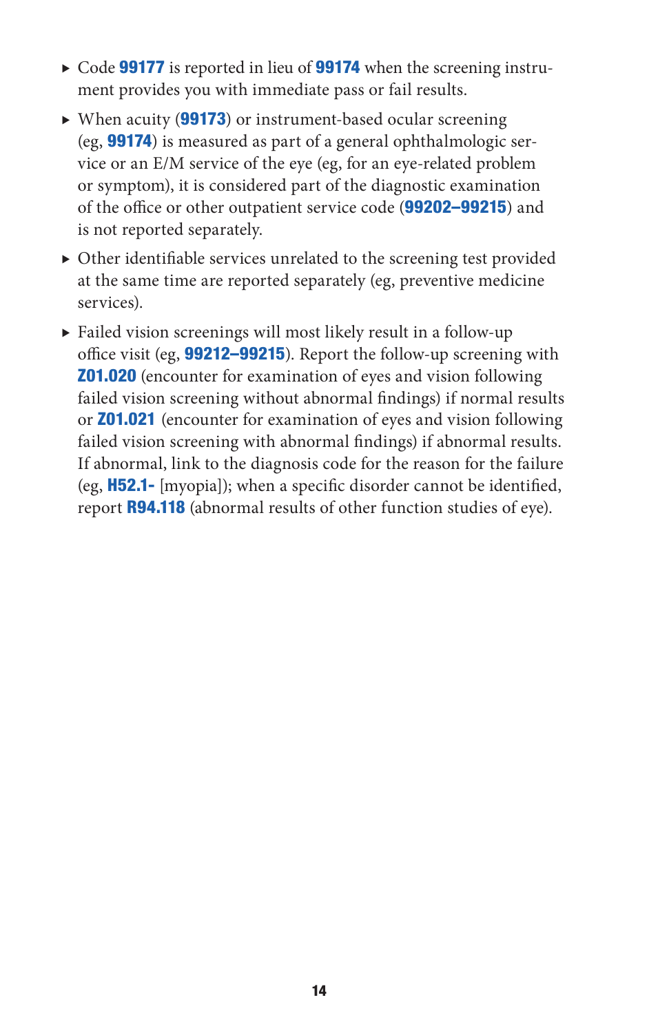- Code **99177** is reported in lieu of **99174** when the screening instrument provides you with immediate pass or fail results.
- When acuity (**99173**) or instrument-based ocular screening (eg, **99174**) is measured as part of a general ophthalmologic service or an E/M service of the eye (eg, for an eye-related problem or symptom), it is considered part of the diagnostic examination of the office or other outpatient service code (**99202–99215**) and is not reported separately.
- Other identifiable services unrelated to the screening test provided at the same time are reported separately (eg, preventive medicine services).
- Failed vision screenings will most likely result in a follow-up office visit (eg, **99212–99215**). Report the follow-up screening with **Z01.020** (encounter for examination of eyes and vision following failed vision screening without abnormal findings) if normal results or **Z01.021** (encounter for examination of eyes and vision following failed vision screening with abnormal findings) if abnormal results. If abnormal, link to the diagnosis code for the reason for the failure (eg, **H52.1-** [myopia]); when a specific disorder cannot be identified, report **R94.118** (abnormal results of other function studies of eye).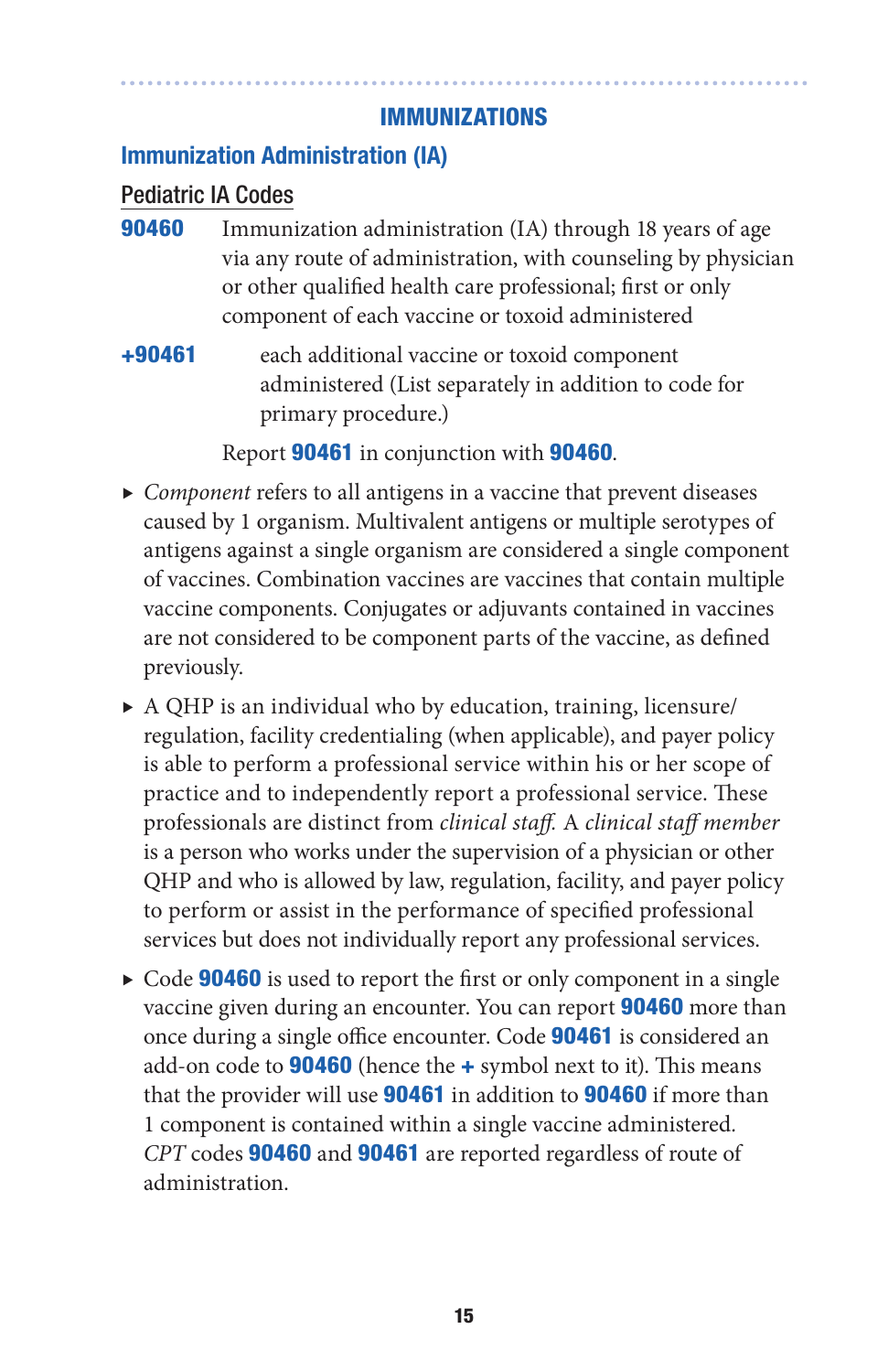# IMMUNIZATIONS

## Immunization Administration (IA)

### Pediatric IA Codes

**90460** Immunization administration (IA) through 18 years of age via any route of administration, with counseling by physician or other qualified health care professional; first or only component of each vaccine or toxoid administered

**+90461** each additional vaccine or toxoid component administered (List separately in addition to code for primary procedure.)

Report **90461** in conjunction with **90460**.

- *Component* refers to all antigens in a vaccine that prevent diseases caused by 1 organism. Multivalent antigens or multiple serotypes of antigens against a single organism are considered a single component of vaccines. Combination vaccines are vaccines that contain multiple vaccine components. Conjugates or adjuvants contained in vaccines are not considered to be component parts of the vaccine, as defined previously.
- A QHP is an individual who by education, training, licensure/regulation, facility credentialing (when applicable), and payer policy is able to perform a professional service within his or her scope of practice and to independently report a professional service. These professionals are distinct from *clinical staff.* A *clinical staff member* is a person who works under the supervision of a physician or other QHP and who is allowed by law, regulation, facility, and payer policy to perform or assist in the performance of specified professional services but does not individually report any professional services.
- Code **90460** is used to report the first or only component in a single vaccine given during an encounter. You can report **90460** more than once during a single office encounter. Code **90461** is considered an add-on code to **90460** (hence the **+** symbol next to it). This means that the provider will use **90461** in addition to **90460** if more than 1 component is contained within a single vaccine administered. *CPT* codes **90460** and **90461** are reported regardless of route of administration.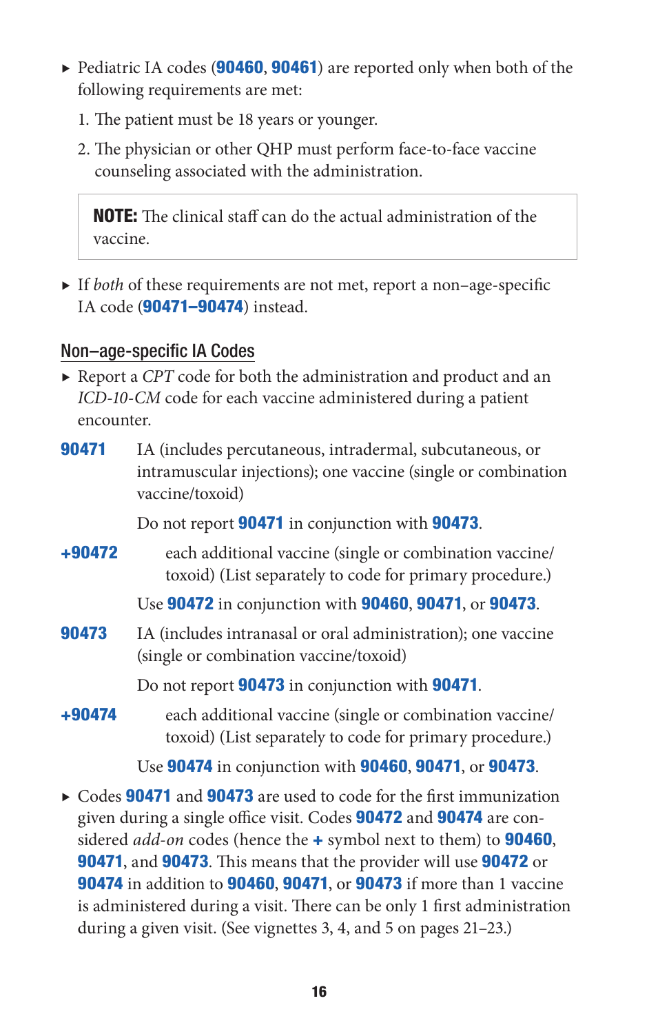- Pediatric IA codes (**90460**, **90461**) are reported only when both of the following requirements are met:
  1. The patient must be 18 years or younger.
  2. The physician or other QHP must perform face-to-face vaccine counseling associated with the administration.

> **NOTE:** The clinical staff can do the actual administration of the vaccine.

- If *both* of these requirements are not met, report a non–age-specific IA code (**90471–90474**) instead.

## Non–age-specific IA Codes

- Report a *CPT* code for both the administration and product and an *ICD-10-CM* code for each vaccine administered during a patient encounter.

**90471** IA (includes percutaneous, intradermal, subcutaneous, or intramuscular injections); one vaccine (single or combination vaccine/toxoid)

Do not report **90471** in conjunction with **90473**.

**+90472** each additional vaccine (single or combination vaccine/toxoid) (List separately to code for primary procedure.)

Use **90472** in conjunction with **90460**, **90471**, or **90473**.

**90473** IA (includes intranasal or oral administration); one vaccine (single or combination vaccine/toxoid)

Do not report **90473** in conjunction with **90471**.

**+90474** each additional vaccine (single or combination vaccine/toxoid) (List separately to code for primary procedure.)

Use **90474** in conjunction with **90460**, **90471**, or **90473**.

- Codes **90471** and **90473** are used to code for the first immunization given during a single office visit. Codes **90472** and **90474** are considered *add-on* codes (hence the **+** symbol next to them) to **90460**, **90471**, and **90473**. This means that the provider will use **90472** or **90474** in addition to **90460**, **90471**, or **90473** if more than 1 vaccine is administered during a visit. There can be only 1 first administration during a given visit. (See vignettes 3, 4, and 5 on pages 21–23.)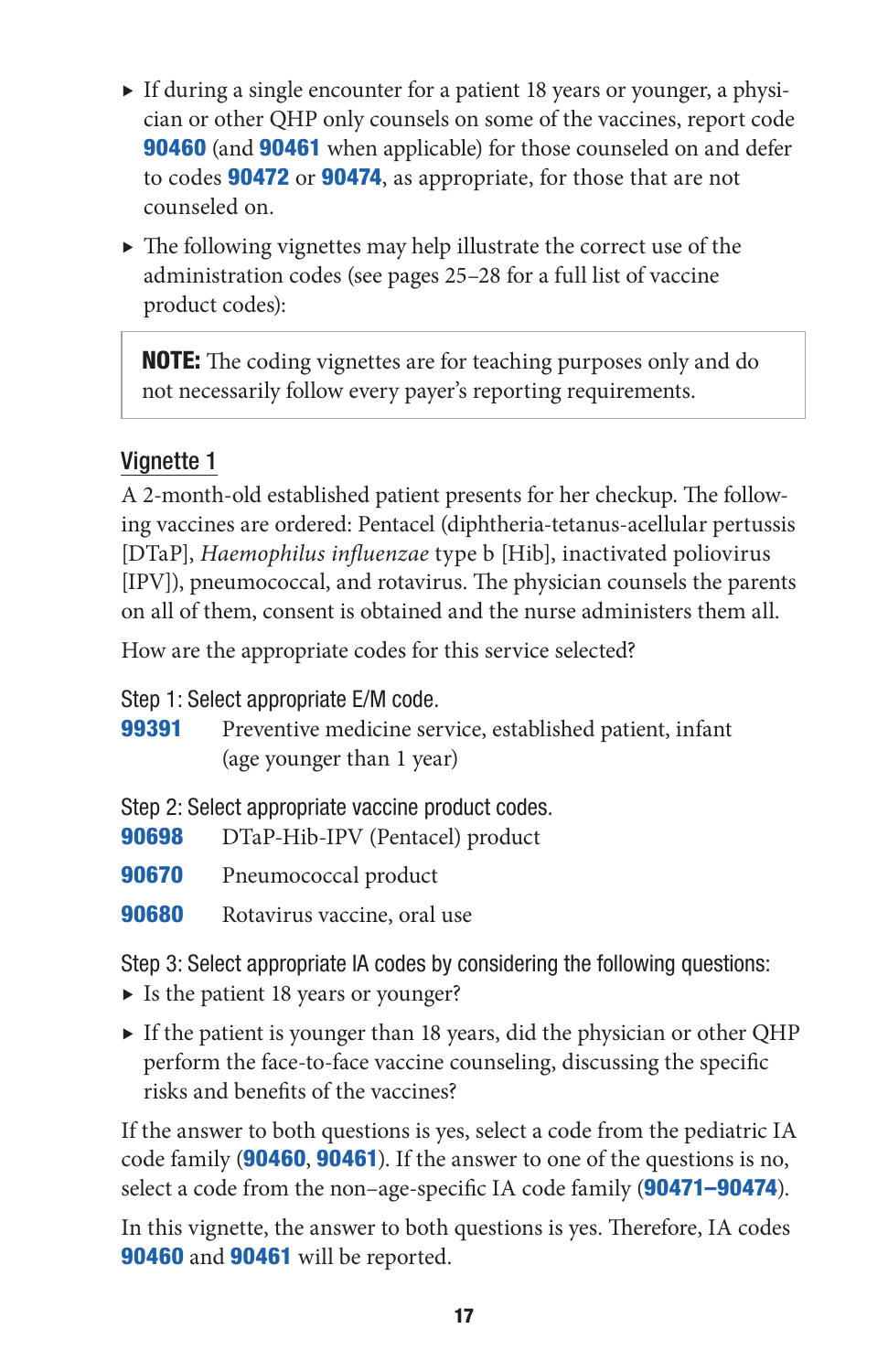- If during a single encounter for a patient 18 years or younger, a physician or other QHP only counsels on some of the vaccines, report code **90460** (and **90461** when applicable) for those counseled on and defer to codes **90472** or **90474**, as appropriate, for those that are not counseled on.
- The following vignettes may help illustrate the correct use of the administration codes (see pages 25–28 for a full list of vaccine product codes):

> **NOTE:** The coding vignettes are for teaching purposes only and do not necessarily follow every payer's reporting requirements.

## Vignette 1

A 2-month-old established patient presents for her checkup. The following vaccines are ordered: Pentacel (diphtheria-tetanus-acellular pertussis [DTaP], *Haemophilus influenzae* type b [Hib], inactivated poliovirus [IPV]), pneumococcal, and rotavirus. The physician counsels the parents on all of them, consent is obtained and the nurse administers them all.

How are the appropriate codes for this service selected?

Step 1: Select appropriate E/M code.

**99391** Preventive medicine service, established patient, infant (age younger than 1 year)

Step 2: Select appropriate vaccine product codes.

**90698** DTaP-Hib-IPV (Pentacel) product

**90670** Pneumococcal product

**90680** Rotavirus vaccine, oral use

Step 3: Select appropriate IA codes by considering the following questions:

- Is the patient 18 years or younger?
- If the patient is younger than 18 years, did the physician or other QHP perform the face-to-face vaccine counseling, discussing the specific risks and benefits of the vaccines?

If the answer to both questions is yes, select a code from the pediatric IA code family (**90460**, **90461**). If the answer to one of the questions is no, select a code from the non–age-specific IA code family (**90471–90474**).

In this vignette, the answer to both questions is yes. Therefore, IA codes **90460** and **90461** will be reported.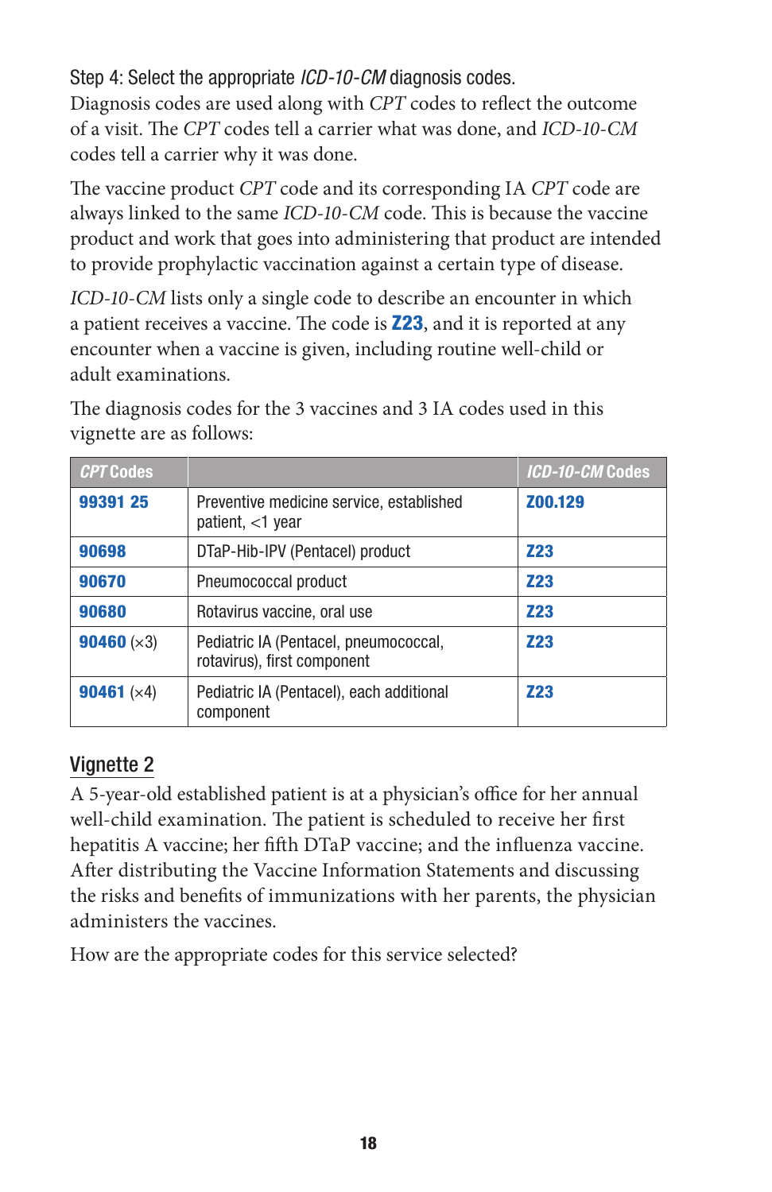### Step 4: Select the appropriate *ICD-10-CM* diagnosis codes.

Diagnosis codes are used along with *CPT* codes to reflect the outcome of a visit. The *CPT* codes tell a carrier what was done, and *ICD-10-CM* codes tell a carrier why it was done.

The vaccine product *CPT* code and its corresponding IA *CPT* code are always linked to the same *ICD-10-CM* code. This is because the vaccine product and work that goes into administering that product are intended to provide prophylactic vaccination against a certain type of disease.

*ICD-10-CM* lists only a single code to describe an encounter in which a patient receives a vaccine. The code is **Z23**, and it is reported at any encounter when a vaccine is given, including routine well-child or adult examinations.

The diagnosis codes for the 3 vaccines and 3 IA codes used in this vignette are as follows:

| *CPT* Codes | | *ICD-10-CM* Codes |
|---|---|---|
| **99391 25** | Preventive medicine service, established patient, <1 year | **Z00.129** |
| **90698** | DTaP-Hib-IPV (Pentacel) product | **Z23** |
| **90670** | Pneumococcal product | **Z23** |
| **90680** | Rotavirus vaccine, oral use | **Z23** |
| **90460** (×3) | Pediatric IA (Pentacel, pneumococcal, rotavirus), first component | **Z23** |
| **90461** (×4) | Pediatric IA (Pentacel), each additional component | **Z23** |

## Vignette 2

A 5-year-old established patient is at a physician's office for her annual well-child examination. The patient is scheduled to receive her first hepatitis A vaccine; her fifth DTaP vaccine; and the influenza vaccine. After distributing the Vaccine Information Statements and discussing the risks and benefits of immunizations with her parents, the physician administers the vaccines.

How are the appropriate codes for this service selected?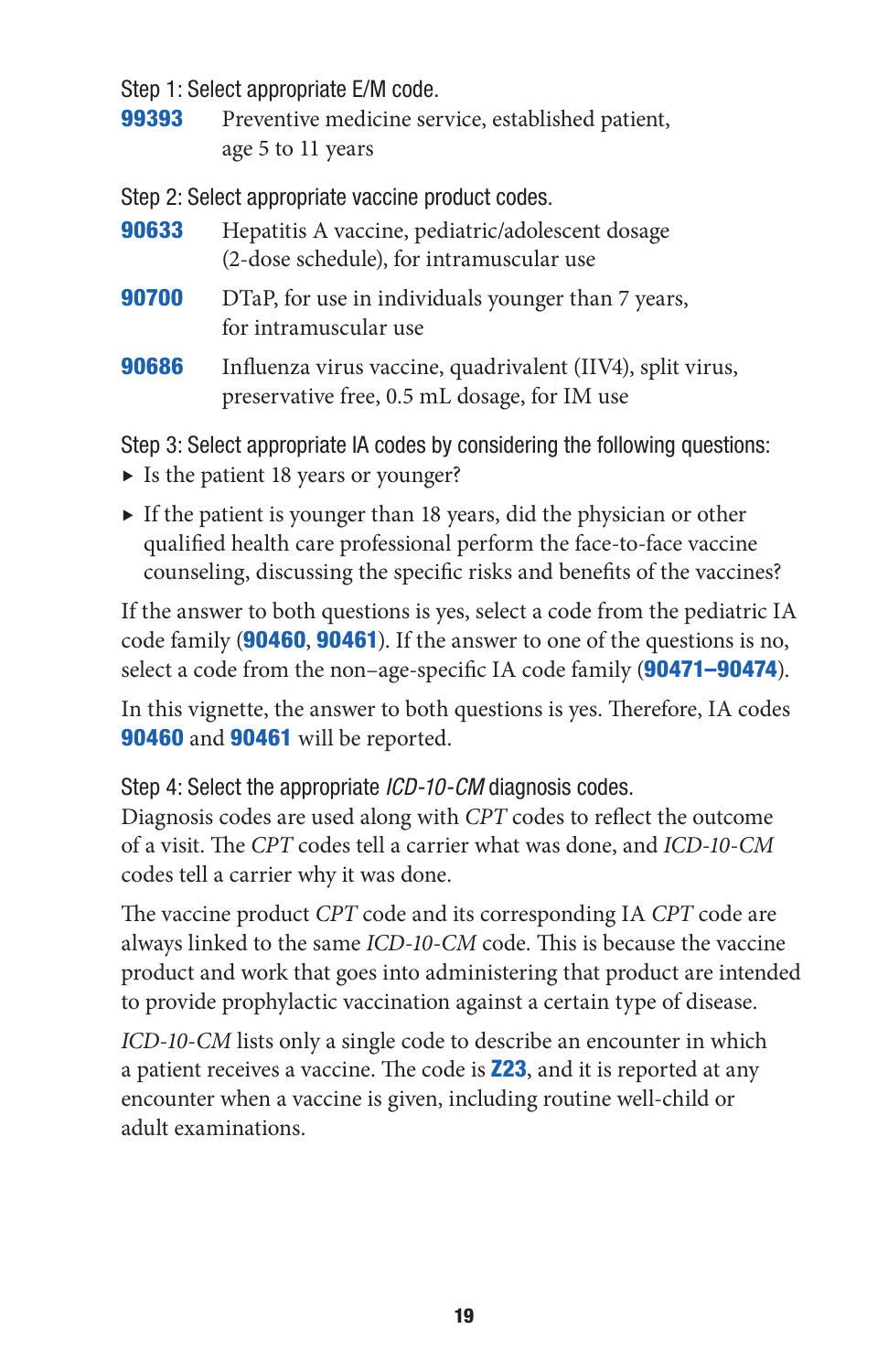Step 1: Select appropriate E/M code.

**99393** Preventive medicine service, established patient, age 5 to 11 years

Step 2: Select appropriate vaccine product codes.

**90633** Hepatitis A vaccine, pediatric/adolescent dosage (2-dose schedule), for intramuscular use

**90700** DTaP, for use in individuals younger than 7 years, for intramuscular use

**90686** Influenza virus vaccine, quadrivalent (IIV4), split virus, preservative free, 0.5 mL dosage, for IM use

Step 3: Select appropriate IA codes by considering the following questions:

- Is the patient 18 years or younger?
- If the patient is younger than 18 years, did the physician or other qualified health care professional perform the face-to-face vaccine counseling, discussing the specific risks and benefits of the vaccines?

If the answer to both questions is yes, select a code from the pediatric IA code family (**90460**, **90461**). If the answer to one of the questions is no, select a code from the non–age-specific IA code family (**90471–90474**).

In this vignette, the answer to both questions is yes. Therefore, IA codes **90460** and **90461** will be reported.

Step 4: Select the appropriate *ICD-10-CM* diagnosis codes.

Diagnosis codes are used along with *CPT* codes to reflect the outcome of a visit. The *CPT* codes tell a carrier what was done, and *ICD-10-CM* codes tell a carrier why it was done.

The vaccine product *CPT* code and its corresponding IA *CPT* code are always linked to the same *ICD-10-CM* code. This is because the vaccine product and work that goes into administering that product are intended to provide prophylactic vaccination against a certain type of disease.

*ICD-10-CM* lists only a single code to describe an encounter in which a patient receives a vaccine. The code is **Z23**, and it is reported at any encounter when a vaccine is given, including routine well-child or adult examinations.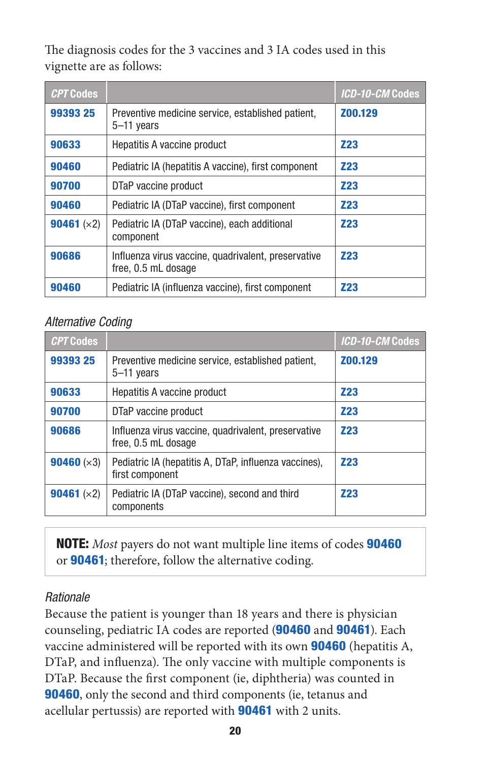The diagnosis codes for the 3 vaccines and 3 IA codes used in this vignette are as follows:

| *CPT* Codes | | *ICD-10-CM* Codes |
|---|---|---|
| **99393 25** | Preventive medicine service, established patient, 5–11 years | **Z00.129** |
| **90633** | Hepatitis A vaccine product | **Z23** |
| **90460** | Pediatric IA (hepatitis A vaccine), first component | **Z23** |
| **90700** | DTaP vaccine product | **Z23** |
| **90460** | Pediatric IA (DTaP vaccine), first component | **Z23** |
| **90461** (×2) | Pediatric IA (DTaP vaccine), each additional component | **Z23** |
| **90686** | Influenza virus vaccine, quadrivalent, preservative free, 0.5 mL dosage | **Z23** |
| **90460** | Pediatric IA (influenza vaccine), first component | **Z23** |

*Alternative Coding*

| *CPT* Codes | | *ICD-10-CM* Codes |
|---|---|---|
| **99393 25** | Preventive medicine service, established patient, 5–11 years | **Z00.129** |
| **90633** | Hepatitis A vaccine product | **Z23** |
| **90700** | DTaP vaccine product | **Z23** |
| **90686** | Influenza virus vaccine, quadrivalent, preservative free, 0.5 mL dosage | **Z23** |
| **90460** (×3) | Pediatric IA (hepatitis A, DTaP, influenza vaccines), first component | **Z23** |
| **90461** (×2) | Pediatric IA (DTaP vaccine), second and third components | **Z23** |

**NOTE:** *Most* payers do not want multiple line items of codes **90460** or **90461**; therefore, follow the alternative coding.

*Rationale*

Because the patient is younger than 18 years and there is physician counseling, pediatric IA codes are reported (**90460** and **90461**). Each vaccine administered will be reported with its own **90460** (hepatitis A, DTaP, and influenza). The only vaccine with multiple components is DTaP. Because the first component (ie, diphtheria) was counted in **90460**, only the second and third components (ie, tetanus and acellular pertussis) are reported with **90461** with 2 units.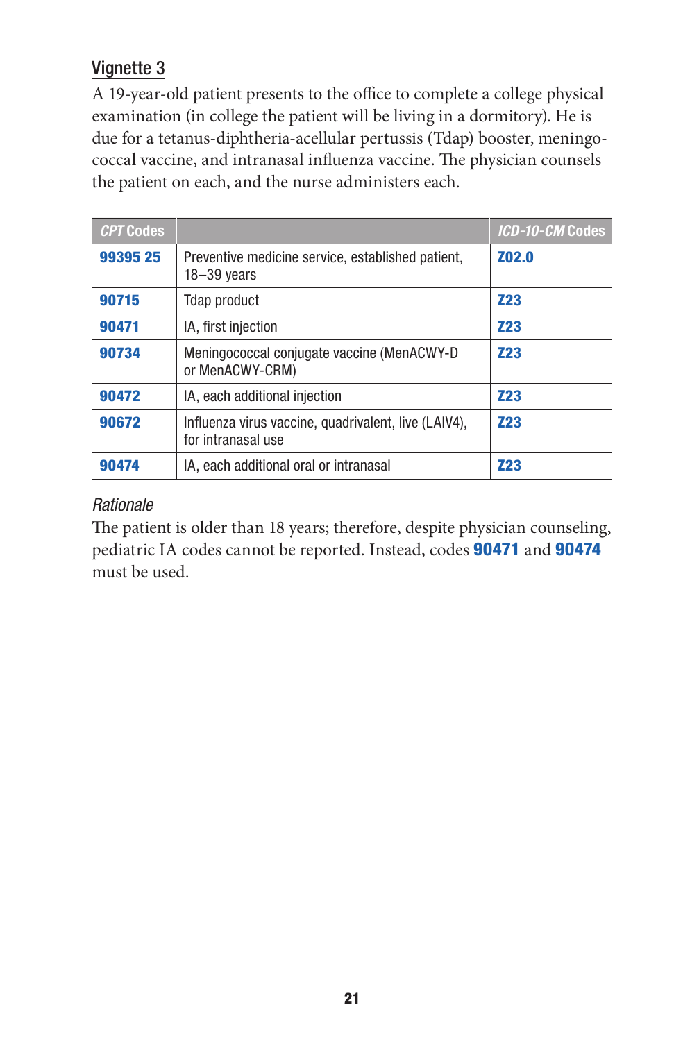### Vignette 3

A 19-year-old patient presents to the office to complete a college physical examination (in college the patient will be living in a dormitory). He is due for a tetanus-diphtheria-acellular pertussis (Tdap) booster, meningococcal vaccine, and intranasal influenza vaccine. The physician counsels the patient on each, and the nurse administers each.

| *CPT* Codes | | *ICD-10-CM* Codes |
|---|---|---|
| **99395 25** | Preventive medicine service, established patient, 18–39 years | **Z02.0** |
| **90715** | Tdap product | **Z23** |
| **90471** | IA, first injection | **Z23** |
| **90734** | Meningococcal conjugate vaccine (MenACWY-D or MenACWY-CRM) | **Z23** |
| **90472** | IA, each additional injection | **Z23** |
| **90672** | Influenza virus vaccine, quadrivalent, live (LAIV4), for intranasal use | **Z23** |
| **90474** | IA, each additional oral or intranasal | **Z23** |

*Rationale*

The patient is older than 18 years; therefore, despite physician counseling, pediatric IA codes cannot be reported. Instead, codes **90471** and **90474** must be used.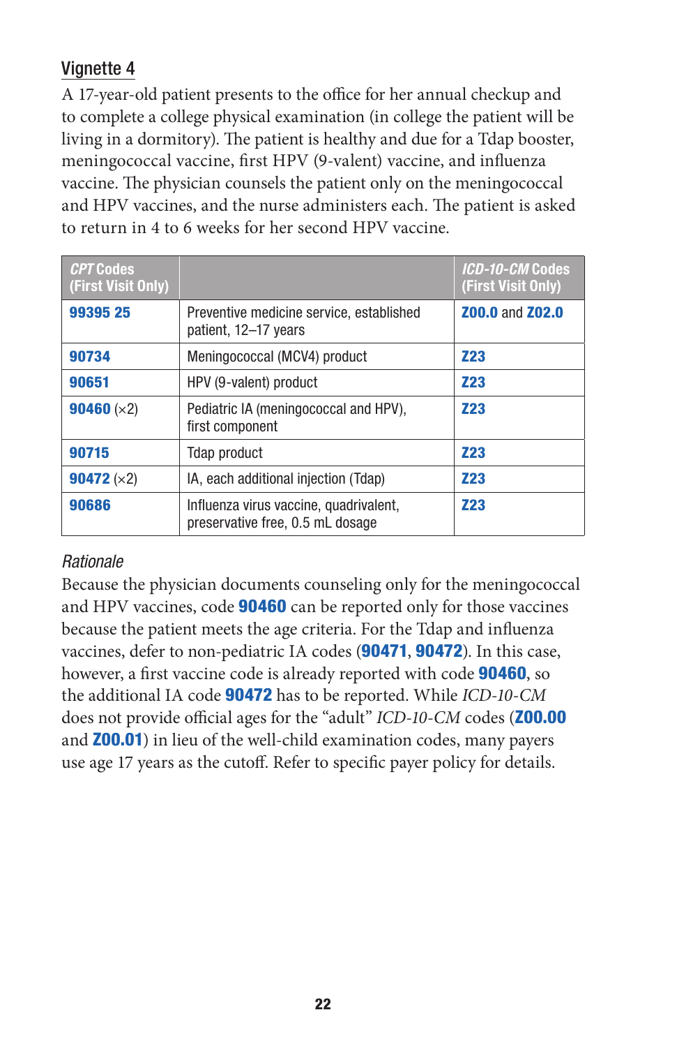## Vignette 4

A 17-year-old patient presents to the office for her annual checkup and to complete a college physical examination (in college the patient will be living in a dormitory). The patient is healthy and due for a Tdap booster, meningococcal vaccine, first HPV (9-valent) vaccine, and influenza vaccine. The physician counsels the patient only on the meningococcal and HPV vaccines, and the nurse administers each. The patient is asked to return in 4 to 6 weeks for her second HPV vaccine.

| *CPT* Codes (First Visit Only) | | *ICD-10-CM* Codes (First Visit Only) |
|---|---|---|
| **99395 25** | Preventive medicine service, established patient, 12–17 years | **Z00.0** and **Z02.0** |
| **90734** | Meningococcal (MCV4) product | **Z23** |
| **90651** | HPV (9-valent) product | **Z23** |
| **90460** (×2) | Pediatric IA (meningococcal and HPV), first component | **Z23** |
| **90715** | Tdap product | **Z23** |
| **90472** (×2) | IA, each additional injection (Tdap) | **Z23** |
| **90686** | Influenza virus vaccine, quadrivalent, preservative free, 0.5 mL dosage | **Z23** |

*Rationale*

Because the physician documents counseling only for the meningococcal and HPV vaccines, code **90460** can be reported only for those vaccines because the patient meets the age criteria. For the Tdap and influenza vaccines, defer to non-pediatric IA codes (**90471**, **90472**). In this case, however, a first vaccine code is already reported with code **90460**, so the additional IA code **90472** has to be reported. While *ICD-10-CM* does not provide official ages for the "adult" *ICD-10-CM* codes (**Z00.00** and **Z00.01**) in lieu of the well-child examination codes, many payers use age 17 years as the cutoff. Refer to specific payer policy for details.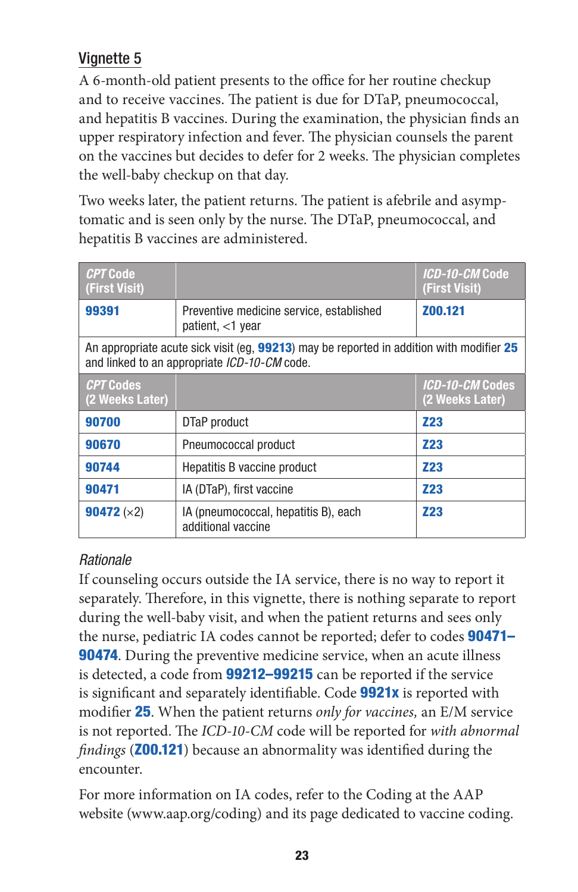## Vignette 5

A 6-month-old patient presents to the office for her routine checkup and to receive vaccines. The patient is due for DTaP, pneumococcal, and hepatitis B vaccines. During the examination, the physician finds an upper respiratory infection and fever. The physician counsels the parent on the vaccines but decides to defer for 2 weeks. The physician completes the well-baby checkup on that day.

Two weeks later, the patient returns. The patient is afebrile and asymptomatic and is seen only by the nurse. The DTaP, pneumococcal, and hepatitis B vaccines are administered.

| *CPT* Code (First Visit) | | *ICD-10-CM* Code (First Visit) |
|---|---|---|
| **99391** | Preventive medicine service, established patient, <1 year | **Z00.121** |
| An appropriate acute sick visit (eg, **99213**) may be reported in addition with modifier **25** and linked to an appropriate *ICD-10-CM* code. | | |
| ***CPT* Codes (2 Weeks Later)** | | ***ICD-10-CM* Codes (2 Weeks Later)** |
| **90700** | DTaP product | **Z23** |
| **90670** | Pneumococcal product | **Z23** |
| **90744** | Hepatitis B vaccine product | **Z23** |
| **90471** | IA (DTaP), first vaccine | **Z23** |
| **90472** (×2) | IA (pneumococcal, hepatitis B), each additional vaccine | **Z23** |

*Rationale*

If counseling occurs outside the IA service, there is no way to report it separately. Therefore, in this vignette, there is nothing separate to report during the well-baby visit, and when the patient returns and sees only the nurse, pediatric IA codes cannot be reported; defer to codes **90471–90474**. During the preventive medicine service, when an acute illness is detected, a code from **99212–99215** can be reported if the service is significant and separately identifiable. Code **9921x** is reported with modifier **25**. When the patient returns *only for vaccines,* an E/M service is not reported. The *ICD-10-CM* code will be reported for *with abnormal findings* (**Z00.121**) because an abnormality was identified during the encounter.

For more information on IA codes, refer to the Coding at the AAP website (www.aap.org/coding) and its page dedicated to vaccine coding.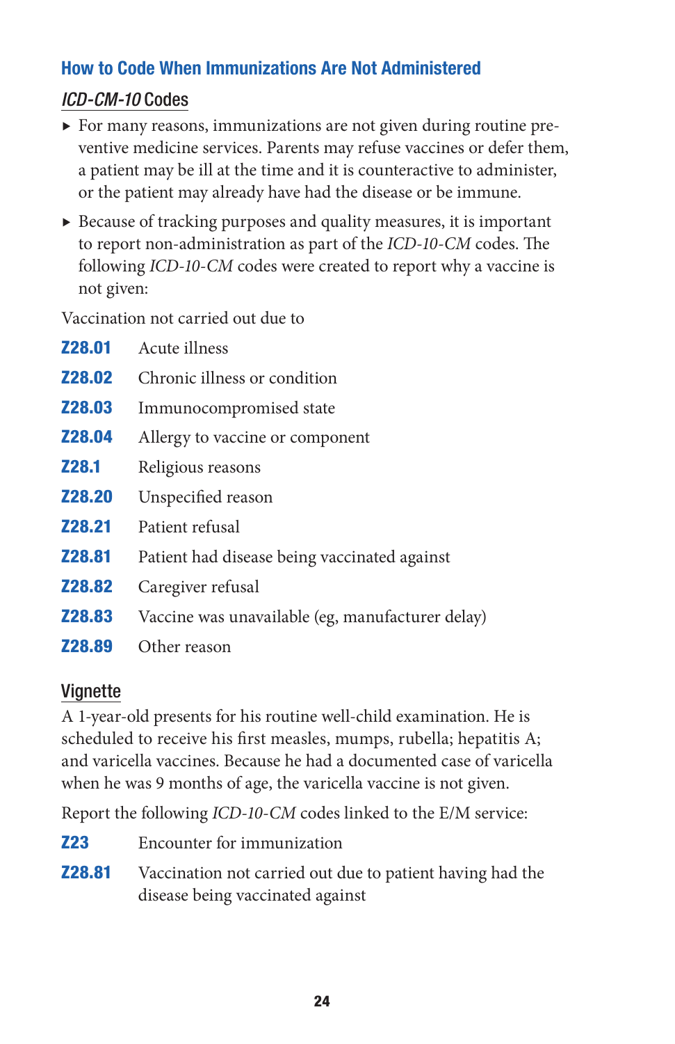## How to Code When Immunizations Are Not Administered

### *ICD-CM-10* Codes

- For many reasons, immunizations are not given during routine preventive medicine services. Parents may refuse vaccines or defer them, a patient may be ill at the time and it is counteractive to administer, or the patient may already have had the disease or be immune.
- Because of tracking purposes and quality measures, it is important to report non-administration as part of the *ICD-10-CM* codes. The following *ICD-10-CM* codes were created to report why a vaccine is not given:

Vaccination not carried out due to

| | |
|---|---|
| **Z28.01** | Acute illness |
| **Z28.02** | Chronic illness or condition |
| **Z28.03** | Immunocompromised state |
| **Z28.04** | Allergy to vaccine or component |
| **Z28.1** | Religious reasons |
| **Z28.20** | Unspecified reason |
| **Z28.21** | Patient refusal |
| **Z28.81** | Patient had disease being vaccinated against |
| **Z28.82** | Caregiver refusal |
| **Z28.83** | Vaccine was unavailable (eg, manufacturer delay) |
| **Z28.89** | Other reason |

### Vignette

A 1-year-old presents for his routine well-child examination. He is scheduled to receive his first measles, mumps, rubella; hepatitis A; and varicella vaccines. Because he had a documented case of varicella when he was 9 months of age, the varicella vaccine is not given.

Report the following *ICD-10-CM* codes linked to the E/M service:

| | |
|---|---|
| **Z23** | Encounter for immunization |
| **Z28.81** | Vaccination not carried out due to patient having had the disease being vaccinated against |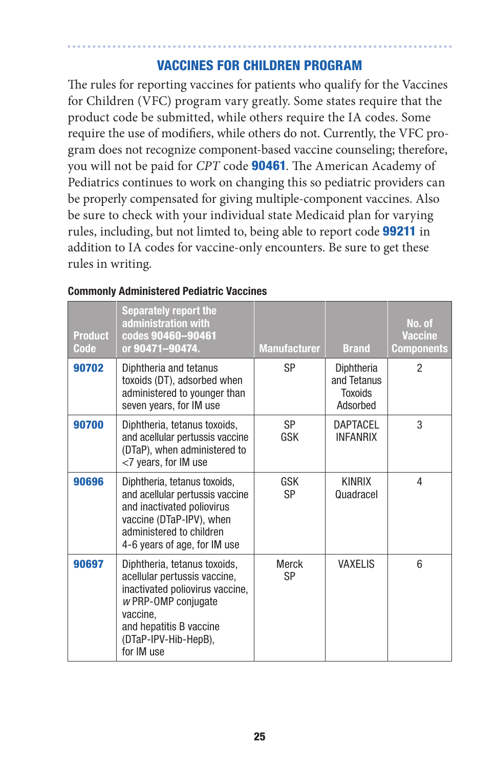## VACCINES FOR CHILDREN PROGRAM

The rules for reporting vaccines for patients who qualify for the Vaccines for Children (VFC) program vary greatly. Some states require that the product code be submitted, while others require the IA codes. Some require the use of modifiers, while others do not. Currently, the VFC program does not recognize component-based vaccine counseling; therefore, you will not be paid for *CPT* code **90461**. The American Academy of Pediatrics continues to work on changing this so pediatric providers can be properly compensated for giving multiple-component vaccines. Also be sure to check with your individual state Medicaid plan for varying rules, including, but not limted to, being able to report code **99211** in addition to IA codes for vaccine-only encounters. Be sure to get these rules in writing.

**Commonly Administered Pediatric Vaccines**

| Product Code | Separately report the administration with codes 90460–90461 or 90471–90474. | Manufacturer | Brand | No. of Vaccine Components |
|---|---|---|---|---|
| **90702** | Diphtheria and tetanus toxoids (DT), adsorbed when administered to younger than seven years, for IM use | SP | Diphtheria and Tetanus Toxoids Adsorbed | 2 |
| **90700** | Diphtheria, tetanus toxoids, and acellular pertussis vaccine (DTaP), when administered to <7 years, for IM use | SP<br>GSK | DAPTACEL<br>INFANRIX | 3 |
| **90696** | Diphtheria, tetanus toxoids, and acellular pertussis vaccine and inactivated poliovirus vaccine (DTaP-IPV), when administered to children 4-6 years of age, for IM use | GSK<br>SP | KINRIX<br>Quadracel | 4 |
| **90697** | Diphtheria, tetanus toxoids, acellular pertussis vaccine, inactivated poliovirus vaccine, *w* PRP-OMP conjugate vaccine, and hepatitis B vaccine (DTaP-IPV-Hib-HepB), for IM use | Merck<br>SP | VAXELIS | 6 |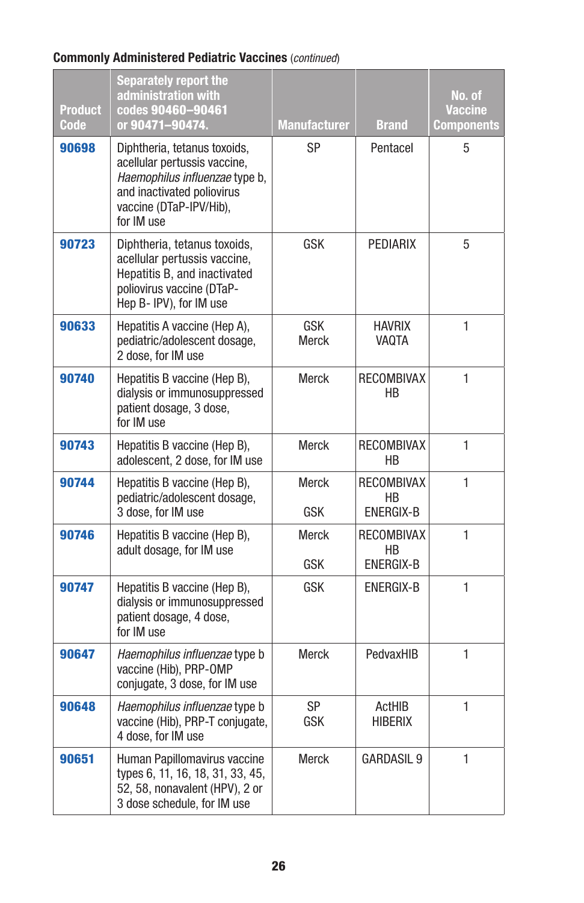**Commonly Administered Pediatric Vaccines** *(continued)*

| Product Code | Separately report the administration with codes 90460–90461 or 90471–90474. | Manufacturer | Brand | No. of Vaccine Components |
|---|---|---|---|---|
| **90698** | Diphtheria, tetanus toxoids, acellular pertussis vaccine, *Haemophilus influenzae* type b, and inactivated poliovirus vaccine (DTaP-IPV/Hib), for IM use | SP | Pentacel | 5 |
| **90723** | Diphtheria, tetanus toxoids, acellular pertussis vaccine, Hepatitis B, and inactivated poliovirus vaccine (DTaP-Hep B- IPV), for IM use | GSK | PEDIARIX | 5 |
| **90633** | Hepatitis A vaccine (Hep A), pediatric/adolescent dosage, 2 dose, for IM use | GSK<br>Merck | HAVRIX<br>VAQTA | 1 |
| **90740** | Hepatitis B vaccine (Hep B), dialysis or immunosuppressed patient dosage, 3 dose, for IM use | Merck | RECOMBIVAX HB | 1 |
| **90743** | Hepatitis B vaccine (Hep B), adolescent, 2 dose, for IM use | Merck | RECOMBIVAX HB | 1 |
| **90744** | Hepatitis B vaccine (Hep B), pediatric/adolescent dosage, 3 dose, for IM use | Merck<br>GSK | RECOMBIVAX HB<br>ENERGIX-B | 1 |
| **90746** | Hepatitis B vaccine (Hep B), adult dosage, for IM use | Merck<br>GSK | RECOMBIVAX HB<br>ENERGIX-B | 1 |
| **90747** | Hepatitis B vaccine (Hep B), dialysis or immunosuppressed patient dosage, 4 dose, for IM use | GSK | ENERGIX-B | 1 |
| **90647** | *Haemophilus influenzae* type b vaccine (Hib), PRP-OMP conjugate, 3 dose, for IM use | Merck | PedvaxHIB | 1 |
| **90648** | *Haemophilus influenzae* type b vaccine (Hib), PRP-T conjugate, 4 dose, for IM use | SP<br>GSK | ActHIB<br>HIBERIX | 1 |
| **90651** | Human Papillomavirus vaccine types 6, 11, 16, 18, 31, 33, 45, 52, 58, nonavalent (HPV), 2 or 3 dose schedule, for IM use | Merck | GARDASIL 9 | 1 |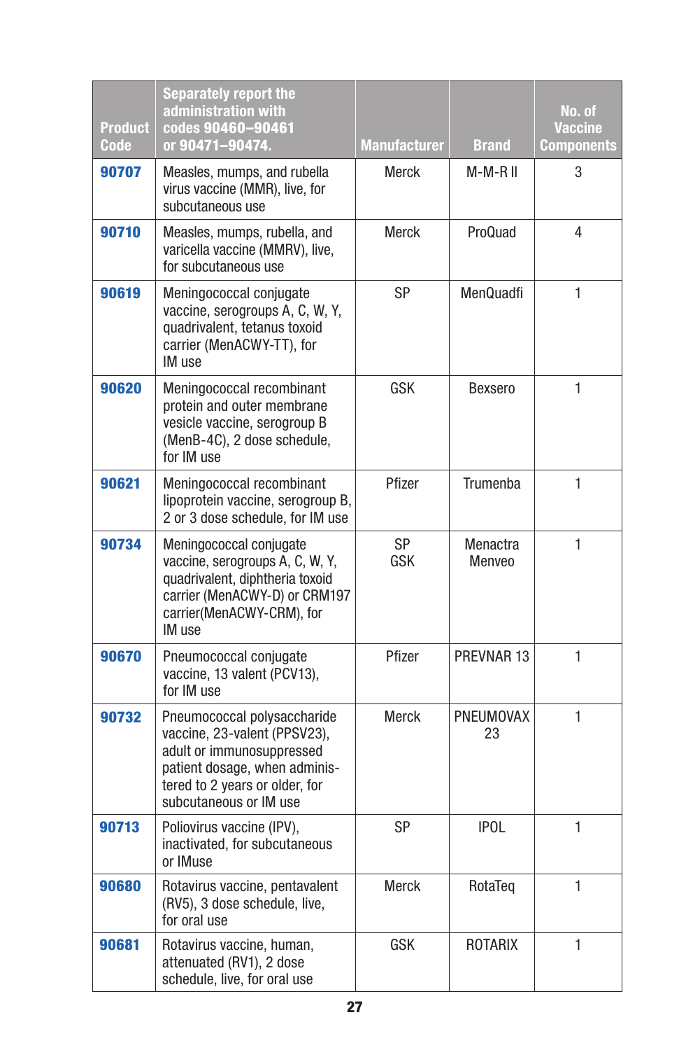| Product Code | Separately report the administration with codes 90460–90461 or 90471–90474. | Manufacturer | Brand | No. of Vaccine Components |
|---|---|---|---|---|
| **90707** | Measles, mumps, and rubella virus vaccine (MMR), live, for subcutaneous use | Merck | M-M-R II | 3 |
| **90710** | Measles, mumps, rubella, and varicella vaccine (MMRV), live, for subcutaneous use | Merck | ProQuad | 4 |
| **90619** | Meningococcal conjugate vaccine, serogroups A, C, W, Y, quadrivalent, tetanus toxoid carrier (MenACWY-TT), for IM use | SP | MenQuadfi | 1 |
| **90620** | Meningococcal recombinant protein and outer membrane vesicle vaccine, serogroup B (MenB-4C), 2 dose schedule, for IM use | GSK | Bexsero | 1 |
| **90621** | Meningococcal recombinant lipoprotein vaccine, serogroup B, 2 or 3 dose schedule, for IM use | Pfizer | Trumenba | 1 |
| **90734** | Meningococcal conjugate vaccine, serogroups A, C, W, Y, quadrivalent, diphtheria toxoid carrier (MenACWY-D) or CRM197 carrier(MenACWY-CRM), for IM use | SP<br>GSK | Menactra<br>Menveo | 1 |
| **90670** | Pneumococcal conjugate vaccine, 13 valent (PCV13), for IM use | Pfizer | PREVNAR 13 | 1 |
| **90732** | Pneumococcal polysaccharide vaccine, 23-valent (PPSV23), adult or immunosuppressed patient dosage, when administered to 2 years or older, for subcutaneous or IM use | Merck | PNEUMOVAX 23 | 1 |
| **90713** | Poliovirus vaccine (IPV), inactivated, for subcutaneous or IMuse | SP | IPOL | 1 |
| **90680** | Rotavirus vaccine, pentavalent (RV5), 3 dose schedule, live, for oral use | Merck | RotaTeq | 1 |
| **90681** | Rotavirus vaccine, human, attenuated (RV1), 2 dose schedule, live, for oral use | GSK | ROTARIX | 1 |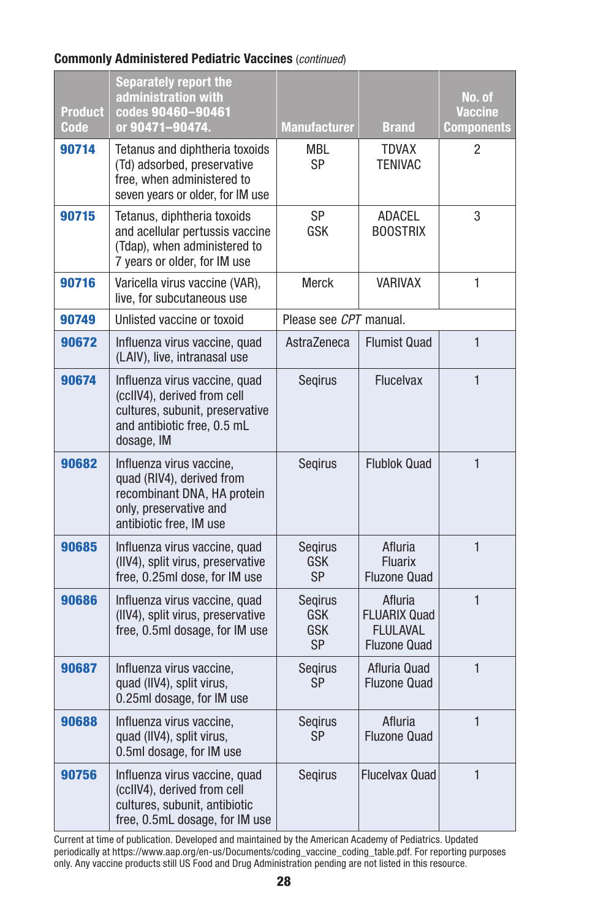**Commonly Administered Pediatric Vaccines** *(continued)*

| Product Code | Separately report the administration with codes 90460–90461 or 90471–90474. | Manufacturer | Brand | No. of Vaccine Components |
|---|---|---|---|---|
| **90714** | Tetanus and diphtheria toxoids (Td) adsorbed, preservative free, when administered to seven years or older, for IM use | MBL<br>SP | TDVAX<br>TENIVAC | 2 |
| **90715** | Tetanus, diphtheria toxoids and acellular pertussis vaccine (Tdap), when administered to 7 years or older, for IM use | SP<br>GSK | ADACEL<br>BOOSTRIX | 3 |
| **90716** | Varicella virus vaccine (VAR), live, for subcutaneous use | Merck | VARIVAX | 1 |
| **90749** | Unlisted vaccine or toxoid | Please see *CPT* manual. | | |
| **90672** | Influenza virus vaccine, quad (LAIV), live, intranasal use | AstraZeneca | Flumist Quad | 1 |
| **90674** | Influenza virus vaccine, quad (ccIIV4), derived from cell cultures, subunit, preservative and antibiotic free, 0.5 mL dosage, IM | Seqirus | Flucelvax | 1 |
| **90682** | Influenza virus vaccine, quad (RIV4), derived from recombinant DNA, HA protein only, preservative and antibiotic free, IM use | Seqirus | Flublok Quad | 1 |
| **90685** | Influenza virus vaccine, quad (IIV4), split virus, preservative free, 0.25ml dose, for IM use | Seqirus<br>GSK<br>SP | Afluria<br>Fluarix<br>Fluzone Quad | 1 |
| **90686** | Influenza virus vaccine, quad (IIV4), split virus, preservative free, 0.5ml dosage, for IM use | Seqirus<br>GSK<br>GSK<br>SP | Afluria<br>FLUARIX Quad<br>FLULAVAL<br>Fluzone Quad | 1 |
| **90687** | Influenza virus vaccine, quad (IIV4), split virus, 0.25ml dosage, for IM use | Seqirus<br>SP | Afluria Quad<br>Fluzone Quad | 1 |
| **90688** | Influenza virus vaccine, quad (IIV4), split virus, 0.5ml dosage, for IM use | Seqirus<br>SP | Afluria<br>Fluzone Quad | 1 |
| **90756** | Influenza virus vaccine, quad (ccIIV4), derived from cell cultures, subunit, antibiotic free, 0.5mL dosage, for IM use | Seqirus | Flucelvax Quad | 1 |

Current at time of publication. Developed and maintained by the American Academy of Pediatrics. Updated periodically at https://www.aap.org/en-us/Documents/coding_vaccine_coding_table.pdf. For reporting purposes only. Any vaccine products still US Food and Drug Administration pending are not listed in this resource.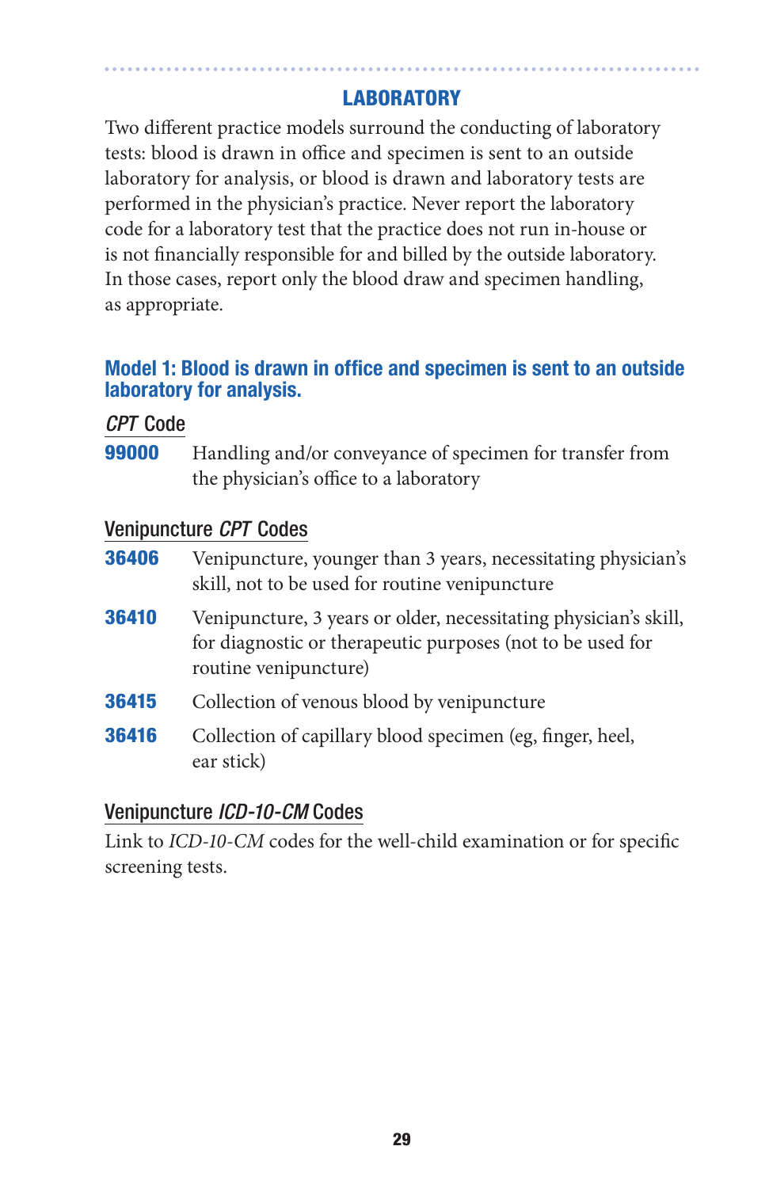## LABORATORY

Two different practice models surround the conducting of laboratory tests: blood is drawn in office and specimen is sent to an outside laboratory for analysis, or blood is drawn and laboratory tests are performed in the physician's practice. Never report the laboratory code for a laboratory test that the practice does not run in-house or is not financially responsible for and billed by the outside laboratory. In those cases, report only the blood draw and specimen handling, as appropriate.

### Model 1: Blood is drawn in office and specimen is sent to an outside laboratory for analysis.

#### *CPT* Code

**99000** Handling and/or conveyance of specimen for transfer from the physician's office to a laboratory

#### Venipuncture *CPT* Codes

**36406** Venipuncture, younger than 3 years, necessitating physician's skill, not to be used for routine venipuncture

**36410** Venipuncture, 3 years or older, necessitating physician's skill, for diagnostic or therapeutic purposes (not to be used for routine venipuncture)

**36415** Collection of venous blood by venipuncture

**36416** Collection of capillary blood specimen (eg, finger, heel, ear stick)

#### Venipuncture *ICD-10-CM* Codes

Link to *ICD-10-CM* codes for the well-child examination or for specific screening tests.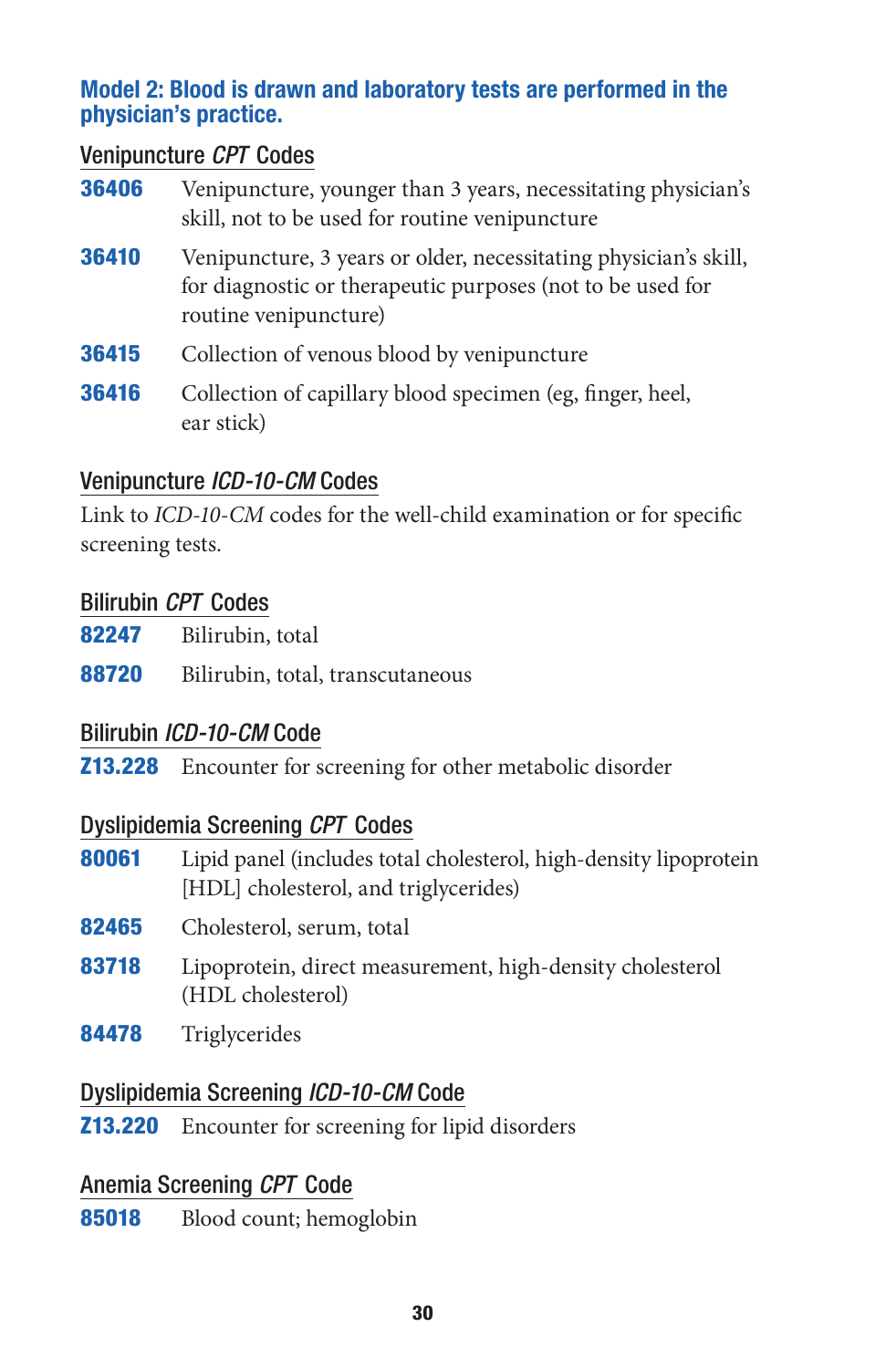### Model 2: Blood is drawn and laboratory tests are performed in the physician's practice.

#### Venipuncture *CPT* Codes

**36406** Venipuncture, younger than 3 years, necessitating physician's skill, not to be used for routine venipuncture

**36410** Venipuncture, 3 years or older, necessitating physician's skill, for diagnostic or therapeutic purposes (not to be used for routine venipuncture)

**36415** Collection of venous blood by venipuncture

**36416** Collection of capillary blood specimen (eg, finger, heel, ear stick)

#### Venipuncture *ICD-10-CM* Codes

Link to *ICD-10-CM* codes for the well-child examination or for specific screening tests.

#### Bilirubin *CPT* Codes

**82247** Bilirubin, total

**88720** Bilirubin, total, transcutaneous

#### Bilirubin *ICD-10-CM* Code

**Z13.228** Encounter for screening for other metabolic disorder

#### Dyslipidemia Screening *CPT* Codes

**80061** Lipid panel (includes total cholesterol, high-density lipoprotein [HDL] cholesterol, and triglycerides)

**82465** Cholesterol, serum, total

**83718** Lipoprotein, direct measurement, high-density cholesterol (HDL cholesterol)

**84478** Triglycerides

#### Dyslipidemia Screening *ICD-10-CM* Code

**Z13.220** Encounter for screening for lipid disorders

#### Anemia Screening *CPT* Code

**85018** Blood count; hemoglobin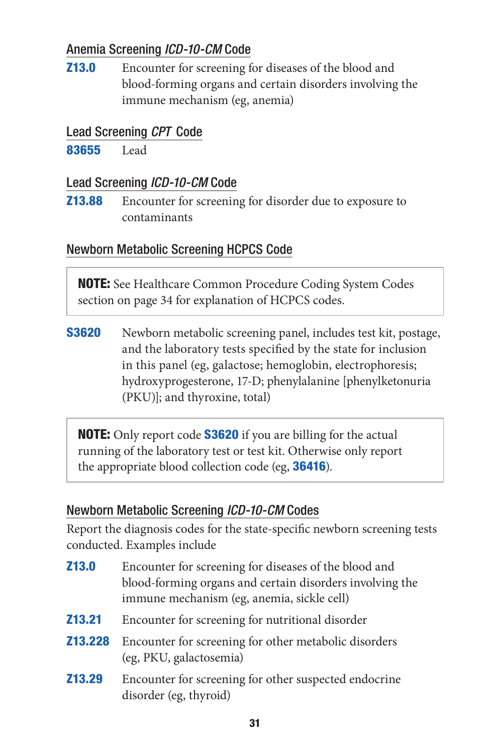## Anemia Screening *ICD-10-CM* Code

**Z13.0** Encounter for screening for diseases of the blood and blood-forming organs and certain disorders involving the immune mechanism (eg, anemia)

## Lead Screening *CPT* Code

**83655** Lead

## Lead Screening *ICD-10-CM* Code

**Z13.88** Encounter for screening for disorder due to exposure to contaminants

## Newborn Metabolic Screening HCPCS Code

> **NOTE:** See Healthcare Common Procedure Coding System Codes section on page 34 for explanation of HCPCS codes.

**S3620** Newborn metabolic screening panel, includes test kit, postage, and the laboratory tests specified by the state for inclusion in this panel (eg, galactose; hemoglobin, electrophoresis; hydroxyprogesterone, 17-D; phenylalanine [phenylketonuria (PKU)]; and thyroxine, total)

> **NOTE:** Only report code **S3620** if you are billing for the actual running of the laboratory test or test kit. Otherwise only report the appropriate blood collection code (eg, **36416**).

## Newborn Metabolic Screening *ICD-10-CM* Codes

Report the diagnosis codes for the state-specific newborn screening tests conducted. Examples include

**Z13.0** Encounter for screening for diseases of the blood and blood-forming organs and certain disorders involving the immune mechanism (eg, anemia, sickle cell)

**Z13.21** Encounter for screening for nutritional disorder

**Z13.228** Encounter for screening for other metabolic disorders (eg, PKU, galactosemia)

**Z13.29** Encounter for screening for other suspected endocrine disorder (eg, thyroid)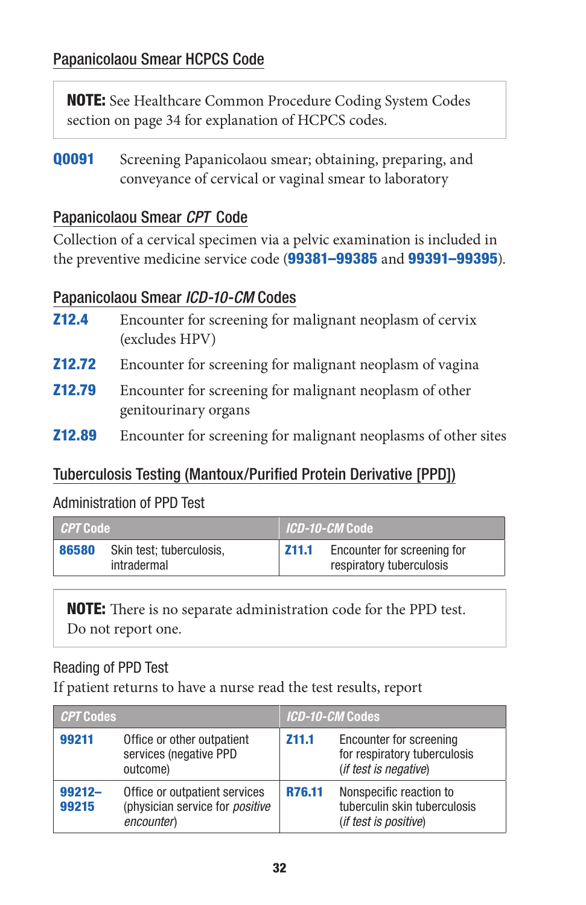## Papanicolaou Smear HCPCS Code

> **NOTE:** See Healthcare Common Procedure Coding System Codes section on page 34 for explanation of HCPCS codes.

**Q0091** Screening Papanicolaou smear; obtaining, preparing, and conveyance of cervical or vaginal smear to laboratory

## Papanicolaou Smear *CPT* Code

Collection of a cervical specimen via a pelvic examination is included in the preventive medicine service code (**99381–99385** and **99391–99395**).

## Papanicolaou Smear *ICD-10-CM* Codes

**Z12.4** Encounter for screening for malignant neoplasm of cervix (excludes HPV)

**Z12.72** Encounter for screening for malignant neoplasm of vagina

**Z12.79** Encounter for screening for malignant neoplasm of other genitourinary organs

**Z12.89** Encounter for screening for malignant neoplasms of other sites

## Tuberculosis Testing (Mantoux/Purified Protein Derivative [PPD])

### Administration of PPD Test

| *CPT* Code | | *ICD-10-CM* Code | |
|---|---|---|---|
| **86580** | Skin test; tuberculosis, intradermal | **Z11.1** | Encounter for screening for respiratory tuberculosis |

> **NOTE:** There is no separate administration code for the PPD test. Do not report one.

### Reading of PPD Test

If patient returns to have a nurse read the test results, report

| *CPT* Codes | | *ICD-10-CM* Codes | |
|---|---|---|---|
| **99211** | Office or other outpatient services (negative PPD outcome) | **Z11.1** | Encounter for screening for respiratory tuberculosis (*if test is negative*) |
| **99212–99215** | Office or outpatient services (physician service for *positive encounter*) | **R76.11** | Nonspecific reaction to tuberculin skin tuberculosis (*if test is positive*) |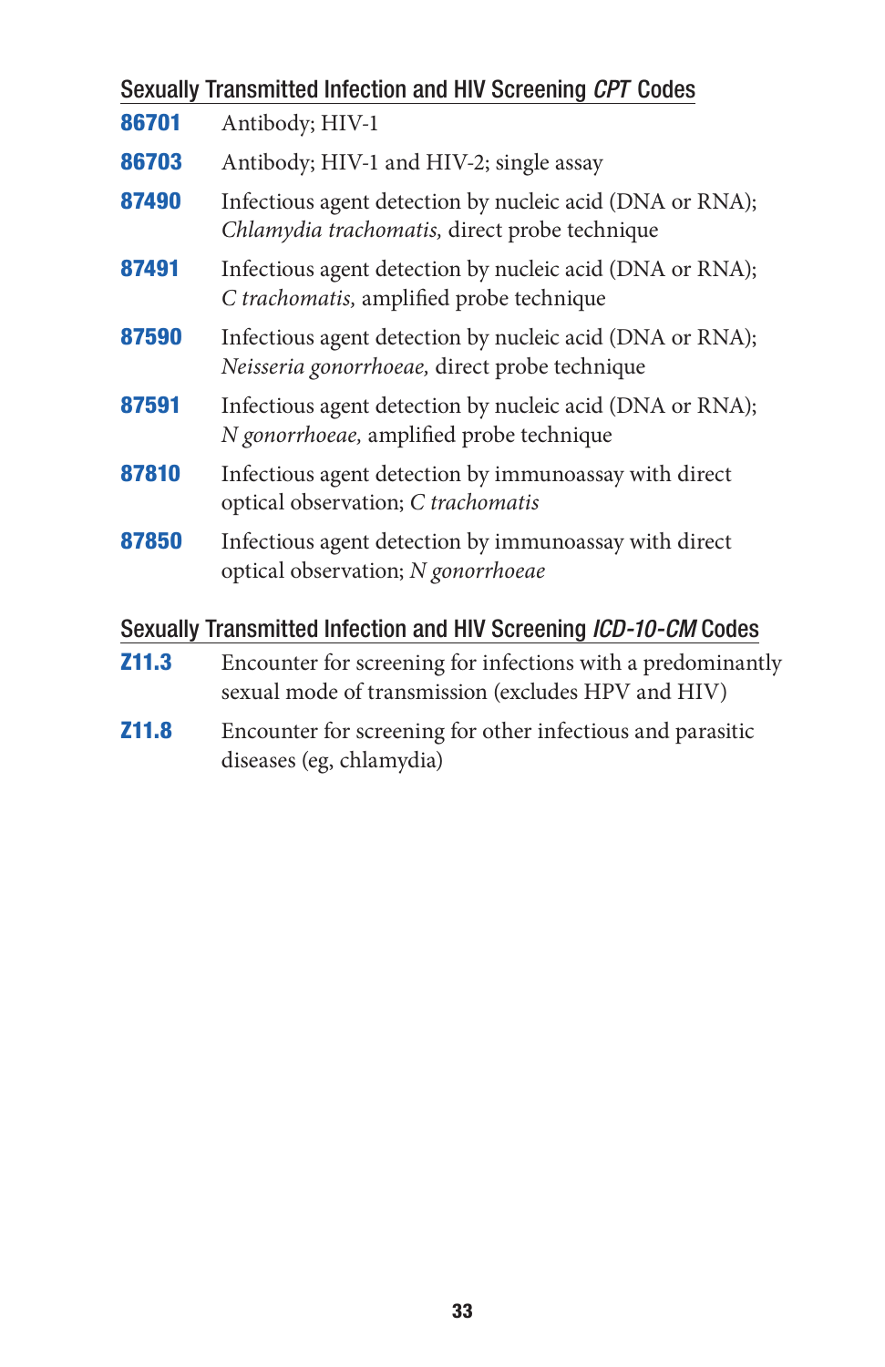## Sexually Transmitted Infection and HIV Screening *CPT* Codes

**86701** Antibody; HIV-1

**86703** Antibody; HIV-1 and HIV-2; single assay

**87490** Infectious agent detection by nucleic acid (DNA or RNA); *Chlamydia trachomatis,* direct probe technique

**87491** Infectious agent detection by nucleic acid (DNA or RNA); *C trachomatis,* amplified probe technique

**87590** Infectious agent detection by nucleic acid (DNA or RNA); *Neisseria gonorrhoeae,* direct probe technique

**87591** Infectious agent detection by nucleic acid (DNA or RNA); *N gonorrhoeae,* amplified probe technique

**87810** Infectious agent detection by immunoassay with direct optical observation; *C trachomatis*

**87850** Infectious agent detection by immunoassay with direct optical observation; *N gonorrhoeae*

## Sexually Transmitted Infection and HIV Screening *ICD-10-CM* Codes

**Z11.3** Encounter for screening for infections with a predominantly sexual mode of transmission (excludes HPV and HIV)

**Z11.8** Encounter for screening for other infectious and parasitic diseases (eg, chlamydia)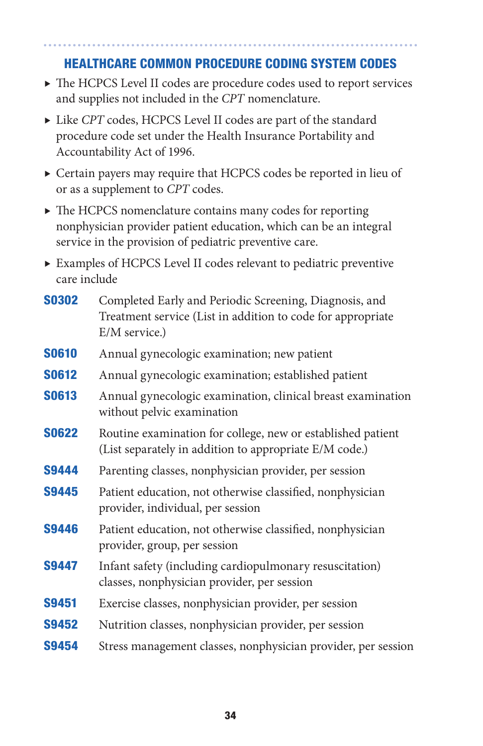## HEALTHCARE COMMON PROCEDURE CODING SYSTEM CODES

- The HCPCS Level II codes are procedure codes used to report services and supplies not included in the *CPT* nomenclature.
- Like *CPT* codes, HCPCS Level II codes are part of the standard procedure code set under the Health Insurance Portability and Accountability Act of 1996.
- Certain payers may require that HCPCS codes be reported in lieu of or as a supplement to *CPT* codes.
- The HCPCS nomenclature contains many codes for reporting nonphysician provider patient education, which can be an integral service in the provision of pediatric preventive care.
- Examples of HCPCS Level II codes relevant to pediatric preventive care include

**S0302** Completed Early and Periodic Screening, Diagnosis, and Treatment service (List in addition to code for appropriate E/M service.)

**S0610** Annual gynecologic examination; new patient

**S0612** Annual gynecologic examination; established patient

**S0613** Annual gynecologic examination, clinical breast examination without pelvic examination

**S0622** Routine examination for college, new or established patient (List separately in addition to appropriate E/M code.)

**S9444** Parenting classes, nonphysician provider, per session

**S9445** Patient education, not otherwise classified, nonphysician provider, individual, per session

**S9446** Patient education, not otherwise classified, nonphysician provider, group, per session

**S9447** Infant safety (including cardiopulmonary resuscitation) classes, nonphysician provider, per session

**S9451** Exercise classes, nonphysician provider, per session

**S9452** Nutrition classes, nonphysician provider, per session

**S9454** Stress management classes, nonphysician provider, per session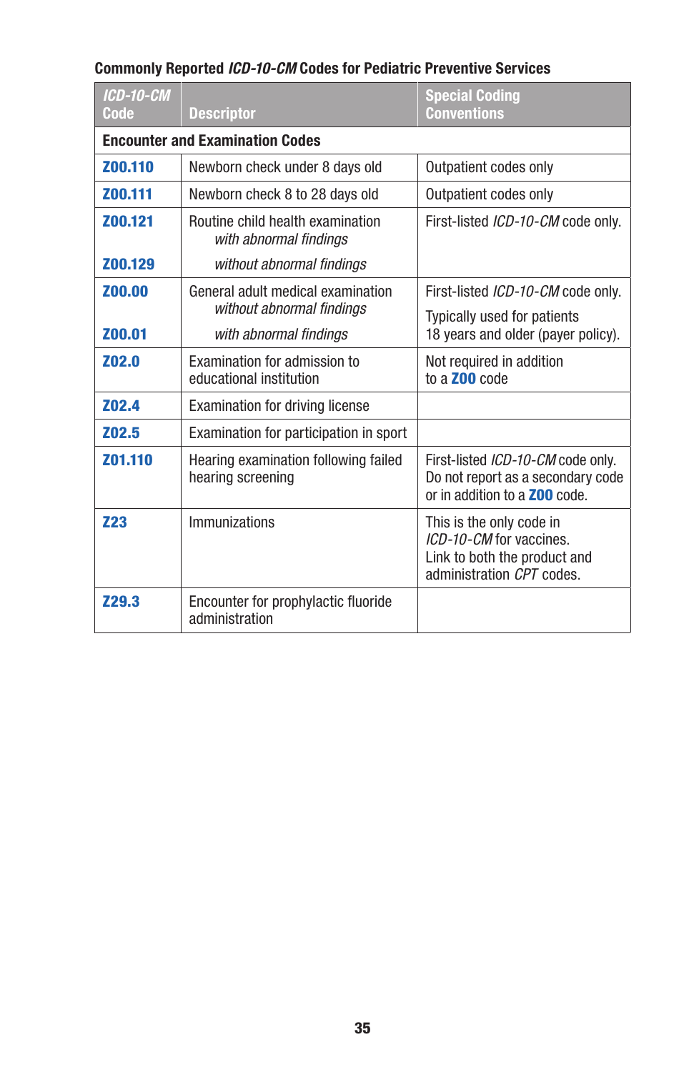**Commonly Reported *ICD-10-CM* Codes for Pediatric Preventive Services**

| *ICD-10-CM* Code | Descriptor | Special Coding Conventions |
|---|---|---|
| **Encounter and Examination Codes** | | |
| **Z00.110** | Newborn check under 8 days old | Outpatient codes only |
| **Z00.111** | Newborn check 8 to 28 days old | Outpatient codes only |
| **Z00.121**<br><br>**Z00.129** | Routine child health examination<br>*with abnormal findings*<br>*without abnormal findings* | First-listed *ICD-10-CM* code only. |
| **Z00.00**<br><br>**Z00.01** | General adult medical examination<br>*without abnormal findings*<br>*with abnormal findings* | First-listed *ICD-10-CM* code only.<br>Typically used for patients 18 years and older (payer policy). |
| **Z02.0** | Examination for admission to educational institution | Not required in addition to a **Z00** code |
| **Z02.4** | Examination for driving license | |
| **Z02.5** | Examination for participation in sport | |
| **Z01.110** | Hearing examination following failed hearing screening | First-listed *ICD-10-CM* code only. Do not report as a secondary code or in addition to a **Z00** code. |
| **Z23** | Immunizations | This is the only code in *ICD-10-CM* for vaccines. Link to both the product and administration *CPT* codes. |
| **Z29.3** | Encounter for prophylactic fluoride administration | |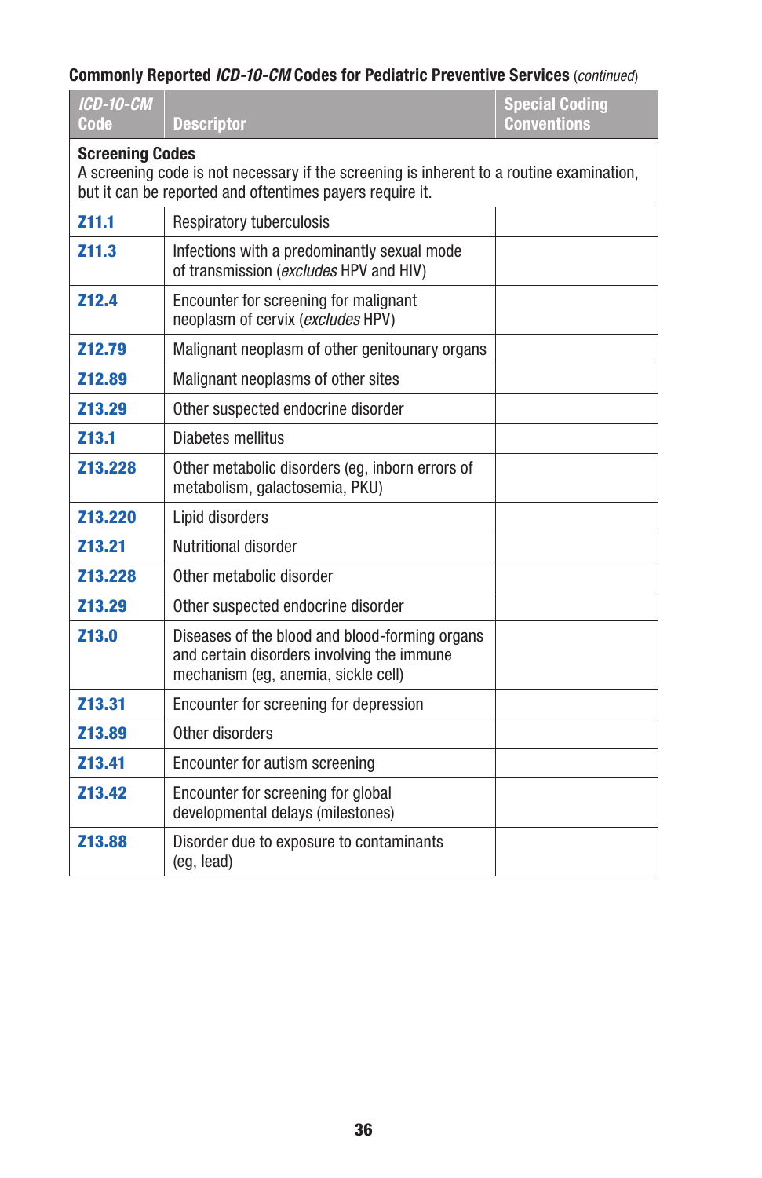**Commonly Reported *ICD-10-CM* Codes for Pediatric Preventive Services** (*continued*)

| *ICD-10-CM* Code | Descriptor | Special Coding Conventions |
|---|---|---|
| **Screening Codes**<br>A screening code is not necessary if the screening is inherent to a routine examination, but it can be reported and oftentimes payers require it. | | |
| **Z11.1** | Respiratory tuberculosis | |
| **Z11.3** | Infections with a predominantly sexual mode of transmission (*excludes* HPV and HIV) | |
| **Z12.4** | Encounter for screening for malignant neoplasm of cervix (*excludes* HPV) | |
| **Z12.79** | Malignant neoplasm of other genitourary organs | |
| **Z12.89** | Malignant neoplasms of other sites | |
| **Z13.29** | Other suspected endocrine disorder | |
| **Z13.1** | Diabetes mellitus | |
| **Z13.228** | Other metabolic disorders (eg, inborn errors of metabolism, galactosemia, PKU) | |
| **Z13.220** | Lipid disorders | |
| **Z13.21** | Nutritional disorder | |
| **Z13.228** | Other metabolic disorder | |
| **Z13.29** | Other suspected endocrine disorder | |
| **Z13.0** | Diseases of the blood and blood-forming organs and certain disorders involving the immune mechanism (eg, anemia, sickle cell) | |
| **Z13.31** | Encounter for screening for depression | |
| **Z13.89** | Other disorders | |
| **Z13.41** | Encounter for autism screening | |
| **Z13.42** | Encounter for screening for global developmental delays (milestones) | |
| **Z13.88** | Disorder due to exposure to contaminants (eg, lead) | |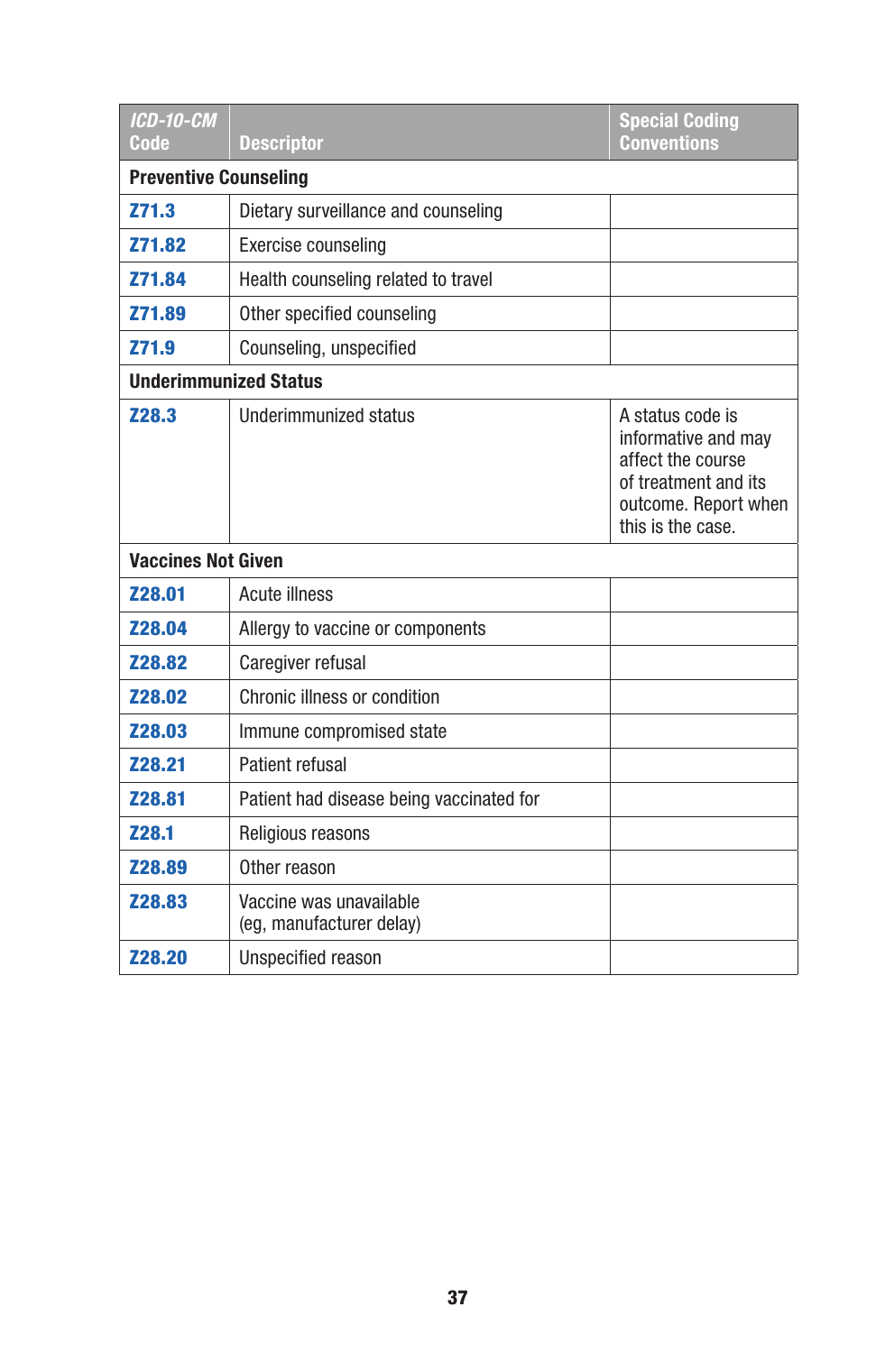| *ICD-10-CM* Code | Descriptor | Special Coding Conventions |
|---|---|---|
| **Preventive Counseling** | | |
| **Z71.3** | Dietary surveillance and counseling | |
| **Z71.82** | Exercise counseling | |
| **Z71.84** | Health counseling related to travel | |
| **Z71.89** | Other specified counseling | |
| **Z71.9** | Counseling, unspecified | |
| **Underimmunized Status** | | |
| **Z28.3** | Underimmunized status | A status code is informative and may affect the course of treatment and its outcome. Report when this is the case. |
| **Vaccines Not Given** | | |
| **Z28.01** | Acute illness | |
| **Z28.04** | Allergy to vaccine or components | |
| **Z28.82** | Caregiver refusal | |
| **Z28.02** | Chronic illness or condition | |
| **Z28.03** | Immune compromised state | |
| **Z28.21** | Patient refusal | |
| **Z28.81** | Patient had disease being vaccinated for | |
| **Z28.1** | Religious reasons | |
| **Z28.89** | Other reason | |
| **Z28.83** | Vaccine was unavailable (eg, manufacturer delay) | |
| **Z28.20** | Unspecified reason | |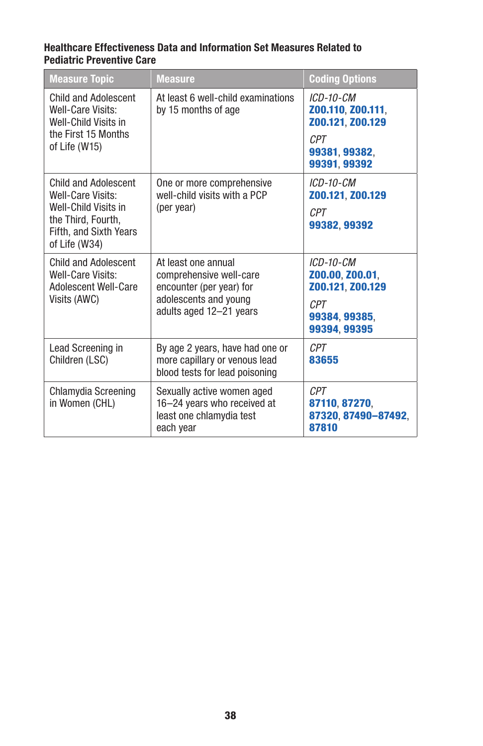**Healthcare Effectiveness Data and Information Set Measures Related to Pediatric Preventive Care**

| Measure Topic | Measure | Coding Options |
|---|---|---|
| Child and Adolescent Well-Care Visits: Well-Child Visits in the First 15 Months of Life (W15) | At least 6 well-child examinations by 15 months of age | *ICD-10-CM* **Z00.110**, **Z00.111**, **Z00.121**, **Z00.129** *CPT* **99381**, **99382**, **99391**, **99392** |
| Child and Adolescent Well-Care Visits: Well-Child Visits in the Third, Fourth, Fifth, and Sixth Years of Life (W34) | One or more comprehensive well-child visits with a PCP (per year) | *ICD-10-CM* **Z00.121**, **Z00.129** *CPT* **99382**, **99392** |
| Child and Adolescent Well-Care Visits: Adolescent Well-Care Visits (AWC) | At least one annual comprehensive well-care encounter (per year) for adolescents and young adults aged 12–21 years | *ICD-10-CM* **Z00.00**, **Z00.01**, **Z00.121**, **Z00.129** *CPT* **99384**, **99385**, **99394**, **99395** |
| Lead Screening in Children (LSC) | By age 2 years, have had one or more capillary or venous lead blood tests for lead poisoning | *CPT* **83655** |
| Chlamydia Screening in Women (CHL) | Sexually active women aged 16–24 years who received at least one chlamydia test each year | *CPT* **87110**, **87270**, **87320**, **87490–87492**, **87810** |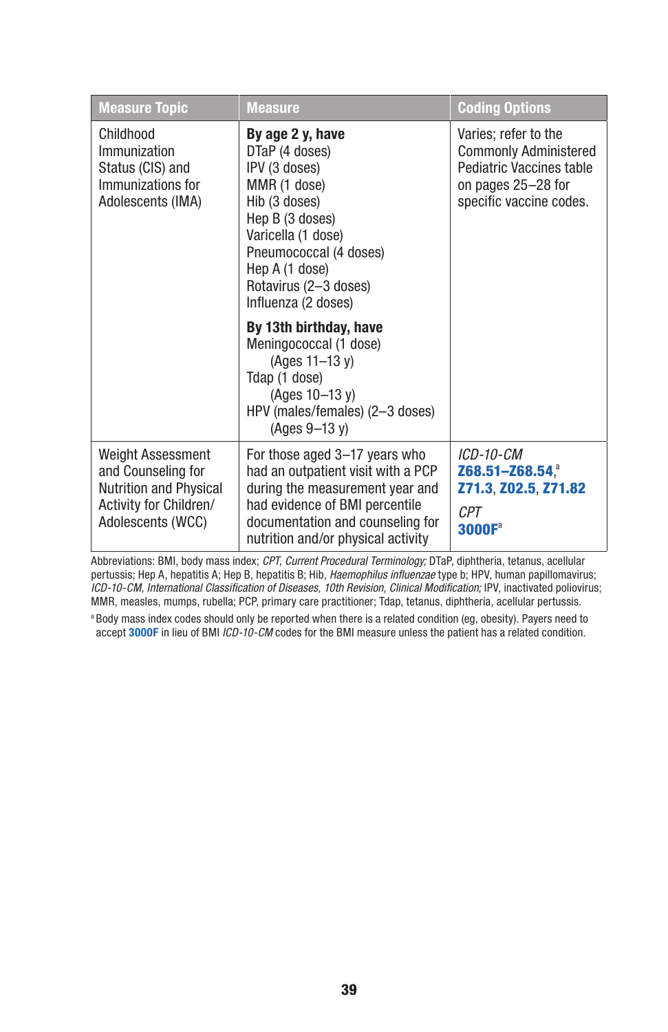| Measure Topic | Measure | Coding Options |
|---|---|---|
| Childhood Immunization Status (CIS) and Immunizations for Adolescents (IMA) | **By age 2 y, have**<br>DTaP (4 doses)<br>IPV (3 doses)<br>MMR (1 dose)<br>Hib (3 doses)<br>Hep B (3 doses)<br>Varicella (1 dose)<br>Pneumococcal (4 doses)<br>Hep A (1 dose)<br>Rotavirus (2–3 doses)<br>Influenza (2 doses)<br><br>**By 13th birthday, have**<br>Meningococcal (1 dose)<br>(Ages 11–13 y)<br>Tdap (1 dose)<br>(Ages 10–13 y)<br>HPV (males/females) (2–3 doses)<br>(Ages 9–13 y) | Varies; refer to the Commonly Administered Pediatric Vaccines table on pages 25–28 for specific vaccine codes. |
| Weight Assessment and Counseling for Nutrition and Physical Activity for Children/ Adolescents (WCC) | For those aged 3–17 years who had an outpatient visit with a PCP during the measurement year and had evidence of BMI percentile documentation and counseling for nutrition and/or physical activity | *ICD-10-CM*<br>**Z68.51–Z68.54**,[a] **Z71.3**, **Z02.5**, **Z71.82**<br><br>*CPT*<br>**3000F**[a] |

Abbreviations: BMI, body mass index; *CPT, Current Procedural Terminology;* DTaP, diphtheria, tetanus, acellular pertussis; Hep A, hepatitis A; Hep B, hepatitis B; Hib, *Haemophilus influenzae* type b; HPV, human papillomavirus; *ICD-10-CM, International Classification of Diseases, 10th Revision, Clinical Modification;* IPV, inactivated poliovirus; MMR, measles, mumps, rubella; PCP, primary care practitioner; Tdap, tetanus, diphtheria, acellular pertussis.

[a] Body mass index codes should only be reported when there is a related condition (eg, obesity). Payers need to accept **3000F** in lieu of BMI *ICD-10-CM* codes for the BMI measure unless the patient has a related condition.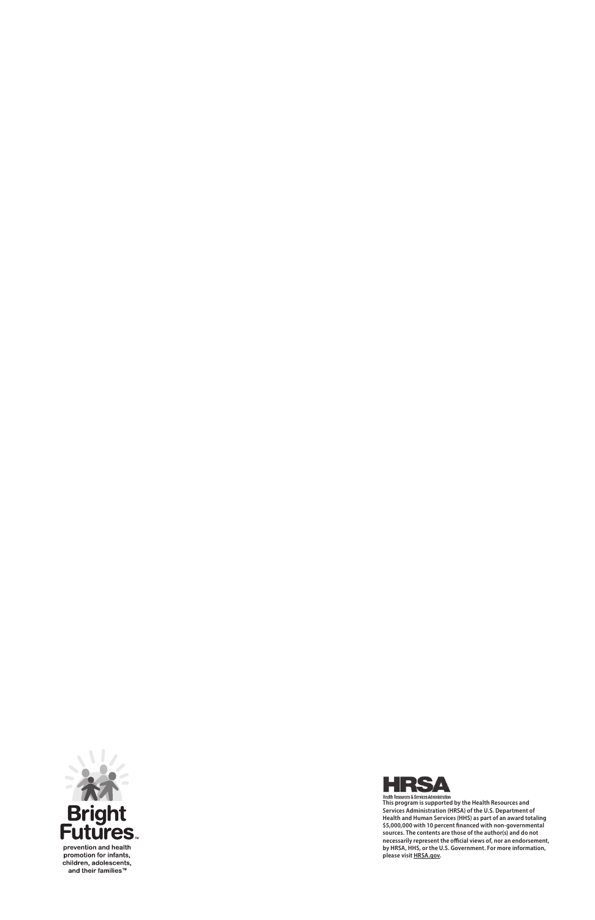Bright Futures™

prevention and health promotion for infants, children, adolescents, and their families™

HRSA

Health Resources & Services Administration

**This program is supported by the Health Resources and Services Administration (HRSA) of the U.S. Department of Health and Human Services (HHS) as part of an award totaling $5,000,000 with 10 percent financed with non-governmental sources. The contents are those of the author(s) and do not necessarily represent the official views of, nor an endorsement, by HRSA, HHS, or the U.S. Government. For more information, please visit HRSA.gov.**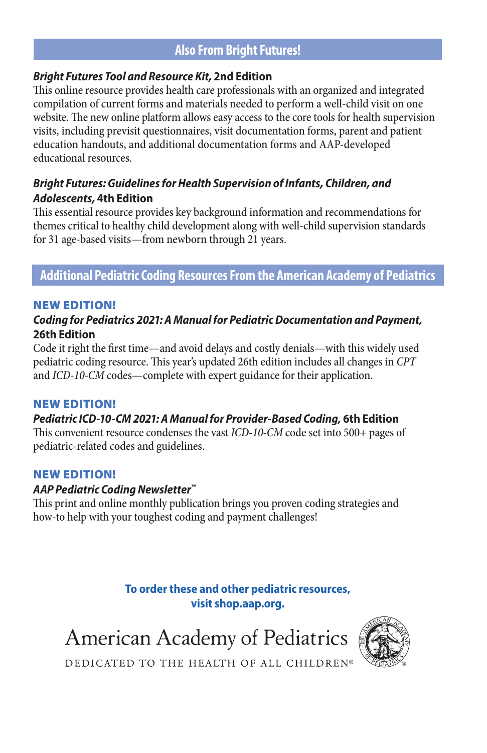## Also From Bright Futures!

***Bright Futures Tool and Resource Kit*, 2nd Edition**
This online resource provides health care professionals with an organized and integrated compilation of current forms and materials needed to perform a well-child visit on one website. The new online platform allows easy access to the core tools for health supervision visits, including previsit questionnaires, visit documentation forms, parent and patient education handouts, and additional documentation forms and AAP-developed educational resources.

***Bright Futures: Guidelines for Health Supervision of Infants, Children, and Adolescents*, 4th Edition**
This essential resource provides key background information and recommendations for themes critical to healthy child development along with well-child supervision standards for 31 age-based visits—from newborn through 21 years.

## Additional Pediatric Coding Resources From the American Academy of Pediatrics

**NEW EDITION!**

***Coding for Pediatrics 2021: A Manual for Pediatric Documentation and Payment*, 26th Edition**
Code it right the first time—and avoid delays and costly denials—with this widely used pediatric coding resource. This year's updated 26th edition includes all changes in *CPT* and *ICD-10-CM* codes—complete with expert guidance for their application.

**NEW EDITION!**

***Pediatric ICD-10-CM 2021: A Manual for Provider-Based Coding*, 6th Edition**
This convenient resource condenses the vast *ICD-10-CM* code set into 500+ pages of pediatric-related codes and guidelines.

**NEW EDITION!**

***AAP Pediatric Coding Newsletter™***
This print and online monthly publication brings you proven coding strategies and how-to help with your toughest coding and payment challenges!

**To order these and other pediatric resources, visit shop.aap.org.**

American Academy of Pediatrics

DEDICATED TO THE HEALTH OF ALL CHILDREN®